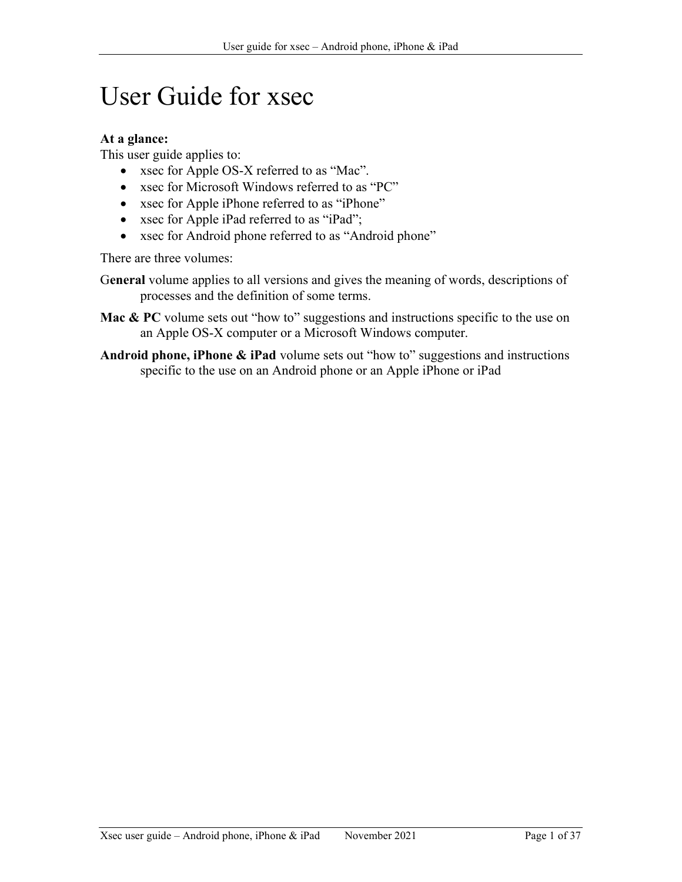# User Guide for xsec

**At a glance:**

This user guide applies to:

- xsec for Apple OS-X referred to as "Mac".
- xsec for Microsoft Windows referred to as "PC"
- xsec for Apple iPhone referred to as "iPhone"
- xsec for Apple iPad referred to as "iPad";
- xsec for Android phone referred to as "Android phone"

There are three volumes:

G**eneral** volume applies to all versions and gives the meaning of words, descriptions of processes and the definition of some terms.

**Mac & PC** volume sets out "how to" suggestions and instructions specific to the use on an Apple OS-X computer or a Microsoft Windows computer.

**Android phone, iPhone & iPad** volume sets out "how to" suggestions and instructions specific to the use on an Android phone or an Apple iPhone or iPad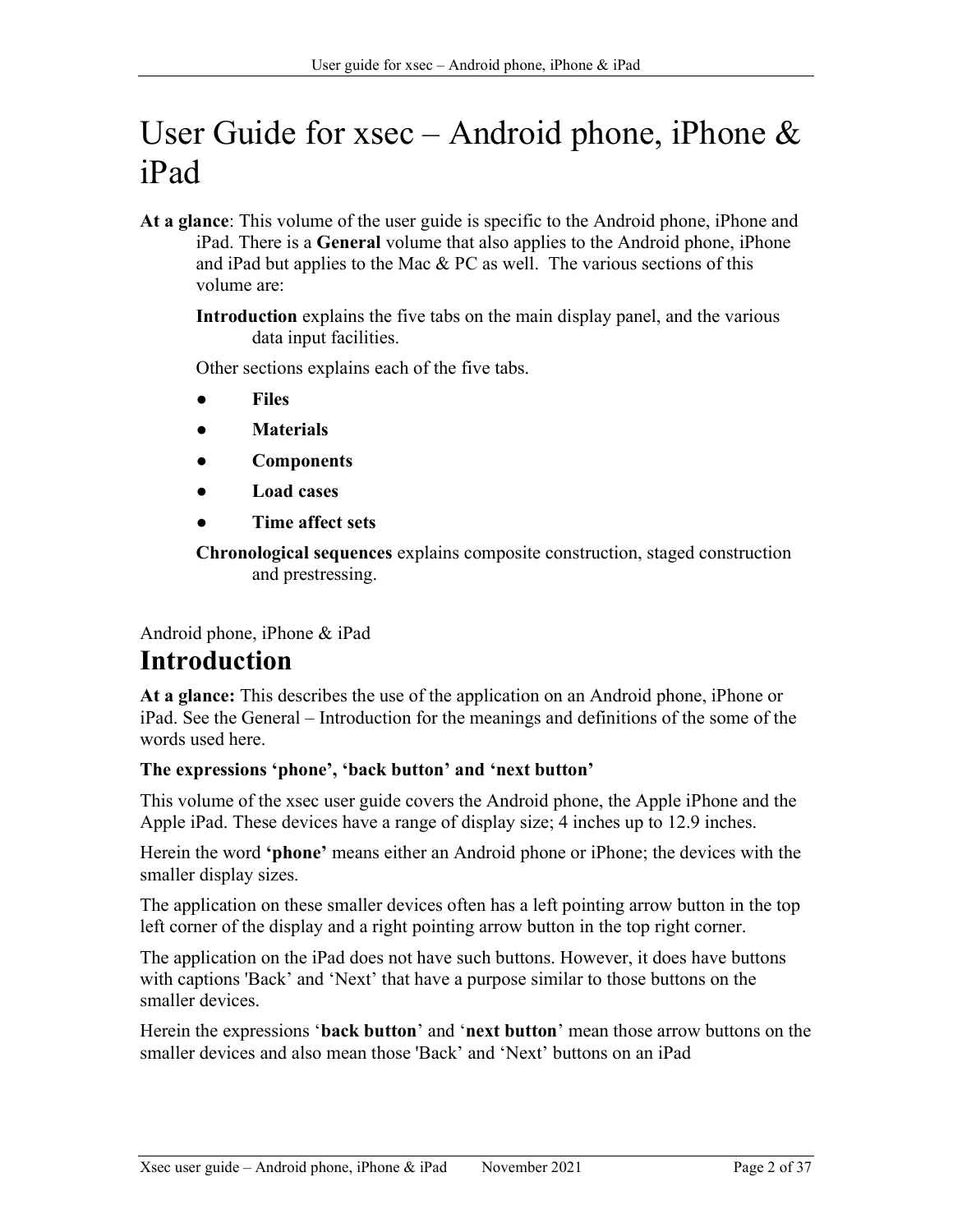# User Guide for xsec – Android phone, iPhone & iPad

**At a glance**: This volume of the user guide is specific to the Android phone, iPhone and iPad. There is a **General** volume that also applies to the Android phone, iPhone and iPad but applies to the Mac & PC as well. The various sections of this volume are:

**Introduction** explains the five tabs on the main display panel, and the various data input facilities.

Other sections explains each of the five tabs.

- **Files**
- **Materials**
- **Components**
- **Load cases**
- **Time affect sets**

**Chronological sequences** explains composite construction, staged construction and prestressing.

Android phone, iPhone & iPad

## Introduction

**At a glance:** This describes the use of the application on an Android phone, iPhone or iPad. See the General – Introduction for the meanings and definitions of the some of the words used here.

**The expressions 'phone', 'back button' and 'next button'**

This volume of the xsec user guide covers the Android phone, the Apple iPhone and the Apple iPad. These devices have a range of display size; 4 inches up to 12.9 inches.

Herein the word **'phone'** means either an Android phone or iPhone; the devices with the smaller display sizes.

The application on these smaller devices often has a left pointing arrow button in the top left corner of the display and a right pointing arrow button in the top right corner.

The application on the iPad does not have such buttons. However, it does have buttons with captions 'Back' and 'Next' that have a purpose similar to those buttons on the smaller devices.

Herein the expressions '**back button**' and '**next button**' mean those arrow buttons on the smaller devices and also mean those 'Back' and 'Next' buttons on an iPad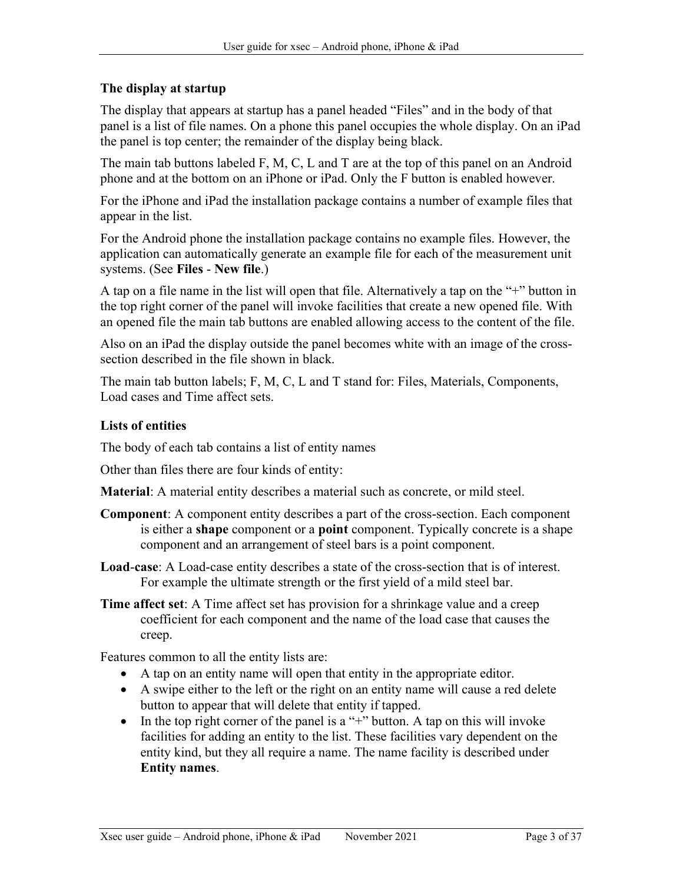### The display at startup

The display that appears at startup has a panel headed "Files" and in the body of that panel is a list of file names. On a phone this panel occupies the whole display. On an iPad the panel is top center; the remainder of the display being black.

The main tab buttons labeled F, M, C, L and T are at the top of this panel on an Android phone and at the bottom on an iPhone or iPad. Only the F button is enabled however.

For the iPhone and iPad the installation package contains a number of example files that appear in the list.

For the Android phone the installation package contains no example files. However, the application can automatically generate an example file for each of the measurement unit systems. (See **Files** - **New file**.)

A tap on a file name in the list will open that file. Alternatively a tap on the "+" button in the top right corner of the panel will invoke facilities that create a new opened file. With an opened file the main tab buttons are enabled allowing access to the content of the file.

Also on an iPad the display outside the panel becomes white with an image of the cross-section described in the file shown in black.

The main tab button labels; F, M, C, L and T stand for: Files, Materials, Components, Load cases and Time affect sets.

### Lists of entities

The body of each tab contains a list of entity names

Other than files there are four kinds of entity:

**Material**: A material entity describes a material such as concrete, or mild steel.

**Component**: A component entity describes a part of the cross-section. Each component is either a **shape** component or a **point** component. Typically concrete is a shape component and an arrangement of steel bars is a point component.

**Load**-**case**: A Load-case entity describes a state of the cross-section that is of interest. For example the ultimate strength or the first yield of a mild steel bar.

**Time affect set**: A Time affect set has provision for a shrinkage value and a creep coefficient for each component and the name of the load case that causes the creep.

Features common to all the entity lists are:

- A tap on an entity name will open that entity in the appropriate editor.
- A swipe either to the left or the right on an entity name will cause a red delete button to appear that will delete that entity if tapped.
- In the top right corner of the panel is a "+" button. A tap on this will invoke facilities for adding an entity to the list. These facilities vary dependent on the entity kind, but they all require a name. The name facility is described under **Entity names**.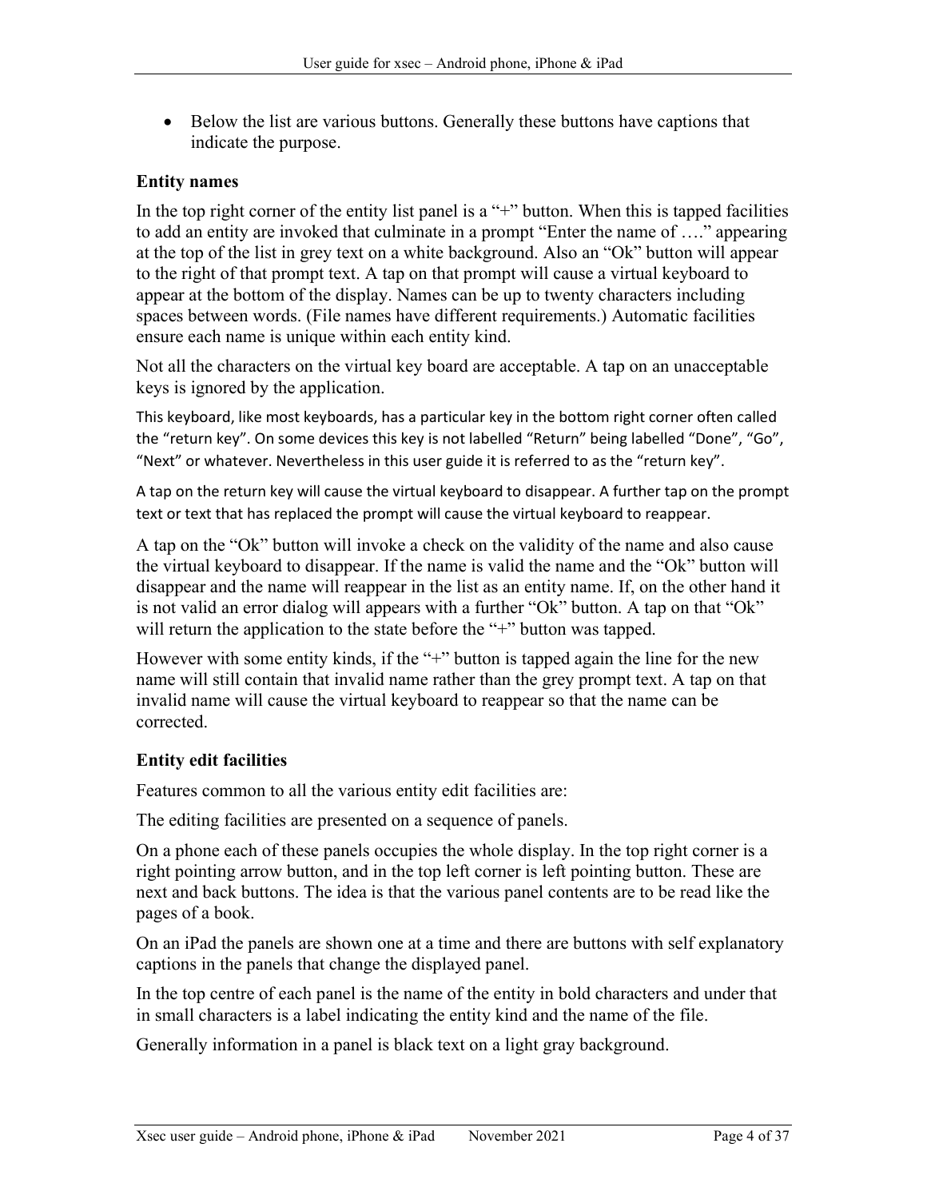- Below the list are various buttons. Generally these buttons have captions that indicate the purpose.

### Entity names

In the top right corner of the entity list panel is a "+" button. When this is tapped facilities to add an entity are invoked that culminate in a prompt "Enter the name of …." appearing at the top of the list in grey text on a white background. Also an "Ok" button will appear to the right of that prompt text. A tap on that prompt will cause a virtual keyboard to appear at the bottom of the display. Names can be up to twenty characters including spaces between words. (File names have different requirements.) Automatic facilities ensure each name is unique within each entity kind.

Not all the characters on the virtual key board are acceptable. A tap on an unacceptable keys is ignored by the application.

This keyboard, like most keyboards, has a particular key in the bottom right corner often called the "return key". On some devices this key is not labelled "Return" being labelled "Done", "Go", "Next" or whatever. Nevertheless in this user guide it is referred to as the "return key".

A tap on the return key will cause the virtual keyboard to disappear. A further tap on the prompt text or text that has replaced the prompt will cause the virtual keyboard to reappear.

A tap on the "Ok" button will invoke a check on the validity of the name and also cause the virtual keyboard to disappear. If the name is valid the name and the "Ok" button will disappear and the name will reappear in the list as an entity name. If, on the other hand it is not valid an error dialog will appears with a further "Ok" button. A tap on that "Ok" will return the application to the state before the "+" button was tapped.

However with some entity kinds, if the "+" button is tapped again the line for the new name will still contain that invalid name rather than the grey prompt text. A tap on that invalid name will cause the virtual keyboard to reappear so that the name can be corrected.

### Entity edit facilities

Features common to all the various entity edit facilities are:

The editing facilities are presented on a sequence of panels.

On a phone each of these panels occupies the whole display. In the top right corner is a right pointing arrow button, and in the top left corner is left pointing button. These are next and back buttons. The idea is that the various panel contents are to be read like the pages of a book.

On an iPad the panels are shown one at a time and there are buttons with self explanatory captions in the panels that change the displayed panel.

In the top centre of each panel is the name of the entity in bold characters and under that in small characters is a label indicating the entity kind and the name of the file.

Generally information in a panel is black text on a light gray background.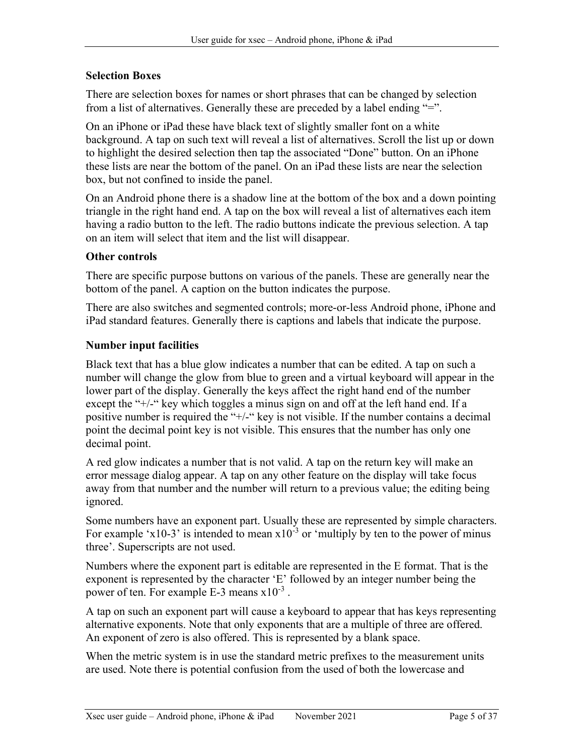### Selection Boxes

There are selection boxes for names or short phrases that can be changed by selection from a list of alternatives. Generally these are preceded by a label ending "=".

On an iPhone or iPad these have black text of slightly smaller font on a white background. A tap on such text will reveal a list of alternatives. Scroll the list up or down to highlight the desired selection then tap the associated "Done" button. On an iPhone these lists are near the bottom of the panel. On an iPad these lists are near the selection box, but not confined to inside the panel.

On an Android phone there is a shadow line at the bottom of the box and a down pointing triangle in the right hand end. A tap on the box will reveal a list of alternatives each item having a radio button to the left. The radio buttons indicate the previous selection. A tap on an item will select that item and the list will disappear.

### Other controls

There are specific purpose buttons on various of the panels. These are generally near the bottom of the panel. A caption on the button indicates the purpose.

There are also switches and segmented controls; more-or-less Android phone, iPhone and iPad standard features. Generally there is captions and labels that indicate the purpose.

### Number input facilities

Black text that has a blue glow indicates a number that can be edited. A tap on such a number will change the glow from blue to green and a virtual keyboard will appear in the lower part of the display. Generally the keys affect the right hand end of the number except the "+/-" key which toggles a minus sign on and off at the left hand end. If a positive number is required the "+/-" key is not visible. If the number contains a decimal point the decimal point key is not visible. This ensures that the number has only one decimal point.

A red glow indicates a number that is not valid. A tap on the return key will make an error message dialog appear. A tap on any other feature on the display will take focus away from that number and the number will return to a previous value; the editing being ignored.

Some numbers have an exponent part. Usually these are represented by simple characters. For example 'x10-3' is intended to mean $x10^{-3}$ or 'multiply by ten to the power of minus three'. Superscripts are not used.

Numbers where the exponent part is editable are represented in the E format. That is the exponent is represented by the character 'E' followed by an integer number being the power of ten. For example E-3 means $x10^{-3}$ .

A tap on such an exponent part will cause a keyboard to appear that has keys representing alternative exponents. Note that only exponents that are a multiple of three are offered. An exponent of zero is also offered. This is represented by a blank space.

When the metric system is in use the standard metric prefixes to the measurement units are used. Note there is potential confusion from the used of both the lowercase and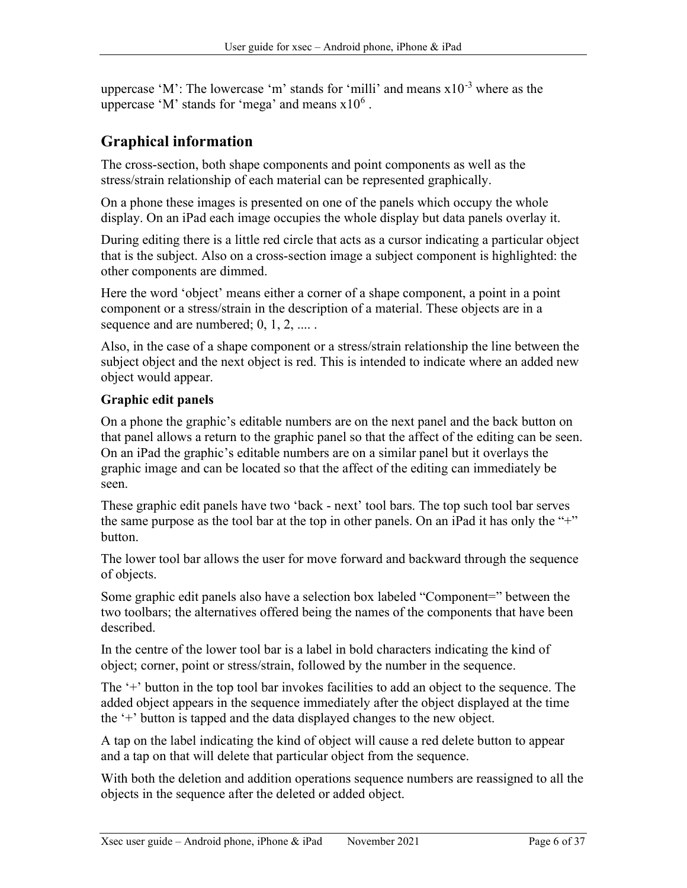uppercase 'M': The lowercase 'm' stands for 'milli' and means x$10^{-3}$ where as the uppercase 'M' stands for 'mega' and means x$10^{6}$ .

## Graphical information

The cross-section, both shape components and point components as well as the stress/strain relationship of each material can be represented graphically.

On a phone these images is presented on one of the panels which occupy the whole display. On an iPad each image occupies the whole display but data panels overlay it.

During editing there is a little red circle that acts as a cursor indicating a particular object that is the subject. Also on a cross-section image a subject component is highlighted: the other components are dimmed.

Here the word 'object' means either a corner of a shape component, a point in a point component or a stress/strain in the description of a material. These objects are in a sequence and are numbered; 0, 1, 2, .... .

Also, in the case of a shape component or a stress/strain relationship the line between the subject object and the next object is red. This is intended to indicate where an added new object would appear.

### Graphic edit panels

On a phone the graphic's editable numbers are on the next panel and the back button on that panel allows a return to the graphic panel so that the affect of the editing can be seen. On an iPad the graphic's editable numbers are on a similar panel but it overlays the graphic image and can be located so that the affect of the editing can immediately be seen.

These graphic edit panels have two 'back - next' tool bars. The top such tool bar serves the same purpose as the tool bar at the top in other panels. On an iPad it has only the "+" button.

The lower tool bar allows the user for move forward and backward through the sequence of objects.

Some graphic edit panels also have a selection box labeled "Component=" between the two toolbars; the alternatives offered being the names of the components that have been described.

In the centre of the lower tool bar is a label in bold characters indicating the kind of object; corner, point or stress/strain, followed by the number in the sequence.

The '+' button in the top tool bar invokes facilities to add an object to the sequence. The added object appears in the sequence immediately after the object displayed at the time the '+' button is tapped and the data displayed changes to the new object.

A tap on the label indicating the kind of object will cause a red delete button to appear and a tap on that will delete that particular object from the sequence.

With both the deletion and addition operations sequence numbers are reassigned to all the objects in the sequence after the deleted or added object.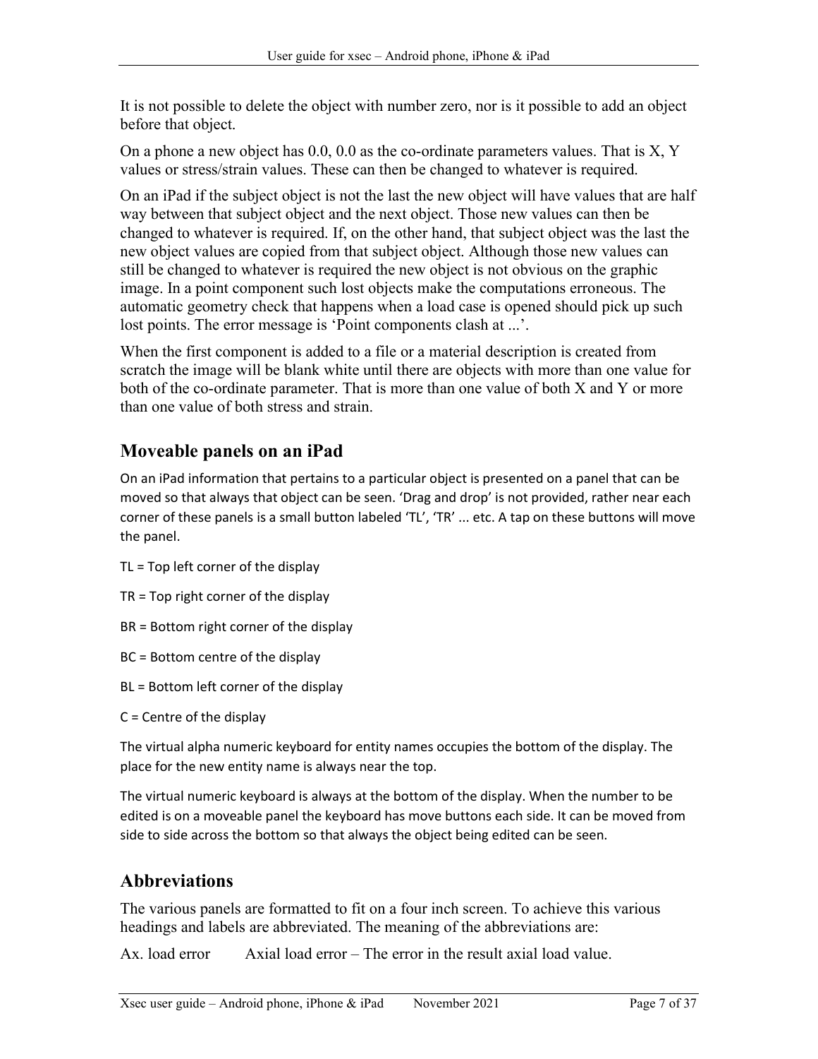It is not possible to delete the object with number zero, nor is it possible to add an object before that object.

On a phone a new object has 0.0, 0.0 as the co-ordinate parameters values. That is X, Y values or stress/strain values. These can then be changed to whatever is required.

On an iPad if the subject object is not the last the new object will have values that are half way between that subject object and the next object. Those new values can then be changed to whatever is required. If, on the other hand, that subject object was the last the new object values are copied from that subject object. Although those new values can still be changed to whatever is required the new object is not obvious on the graphic image. In a point component such lost objects make the computations erroneous. The automatic geometry check that happens when a load case is opened should pick up such lost points. The error message is 'Point components clash at ...'.

When the first component is added to a file or a material description is created from scratch the image will be blank white until there are objects with more than one value for both of the co-ordinate parameter. That is more than one value of both X and Y or more than one value of both stress and strain.

## Moveable panels on an iPad

On an iPad information that pertains to a particular object is presented on a panel that can be moved so that always that object can be seen. 'Drag and drop' is not provided, rather near each corner of these panels is a small button labeled 'TL', 'TR' ... etc. A tap on these buttons will move the panel.

TL = Top left corner of the display

TR = Top right corner of the display

BR = Bottom right corner of the display

BC = Bottom centre of the display

BL = Bottom left corner of the display

C = Centre of the display

The virtual alpha numeric keyboard for entity names occupies the bottom of the display. The place for the new entity name is always near the top.

The virtual numeric keyboard is always at the bottom of the display. When the number to be edited is on a moveable panel the keyboard has move buttons each side. It can be moved from side to side across the bottom so that always the object being edited can be seen.

## Abbreviations

The various panels are formatted to fit on a four inch screen. To achieve this various headings and labels are abbreviated. The meaning of the abbreviations are:

Ax. load error    Axial load error – The error in the result axial load value.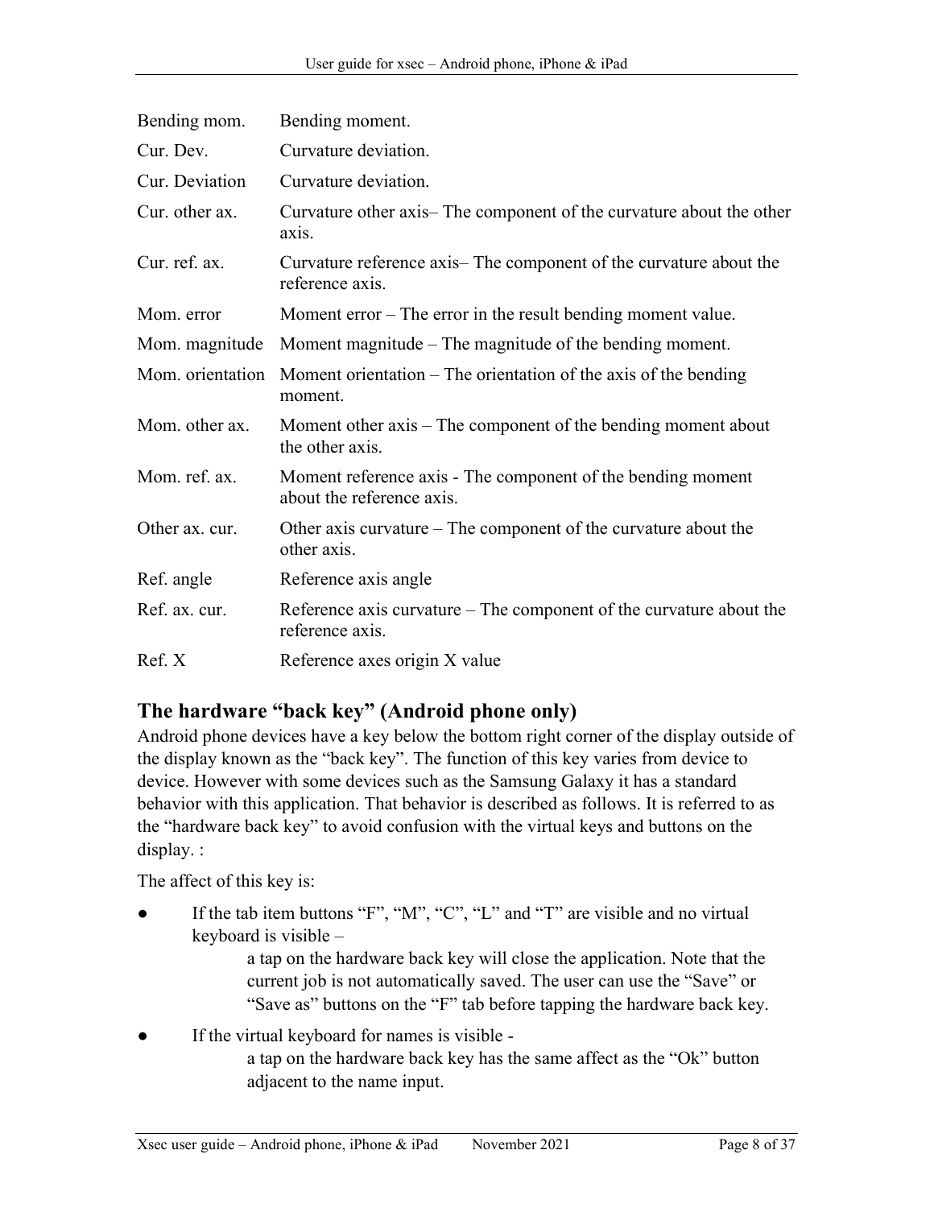| | |
|---|---|
| Bending mom. | Bending moment. |
| Cur. Dev. | Curvature deviation. |
| Cur. Deviation | Curvature deviation. |
| Cur. other ax. | Curvature other axis– The component of the curvature about the other axis. |
| Cur. ref. ax. | Curvature reference axis– The component of the curvature about the reference axis. |
| Mom. error | Moment error – The error in the result bending moment value. |
| Mom. magnitude | Moment magnitude – The magnitude of the bending moment. |
| Mom. orientation | Moment orientation – The orientation of the axis of the bending moment. |
| Mom. other ax. | Moment other axis – The component of the bending moment about the other axis. |
| Mom. ref. ax. | Moment reference axis - The component of the bending moment about the reference axis. |
| Other ax. cur. | Other axis curvature – The component of the curvature about the other axis. |
| Ref. angle | Reference axis angle |
| Ref. ax. cur. | Reference axis curvature – The component of the curvature about the reference axis. |
| Ref. X | Reference axes origin X value |

## The hardware “back key” (Android phone only)

Android phone devices have a key below the bottom right corner of the display outside of the display known as the “back key”. The function of this key varies from device to device. However with some devices such as the Samsung Galaxy it has a standard behavior with this application. That behavior is described as follows. It is referred to as the “hardware back key” to avoid confusion with the virtual keys and buttons on the display. :

The affect of this key is:

- If the tab item buttons “F”, “M”, “C”, “L” and “T” are visible and no virtual keyboard is visible –

  a tap on the hardware back key will close the application. Note that the current job is not automatically saved. The user can use the “Save” or “Save as” buttons on the “F” tab before tapping the hardware back key.

- If the virtual keyboard for names is visible -

  a tap on the hardware back key has the same affect as the “Ok” button adjacent to the name input.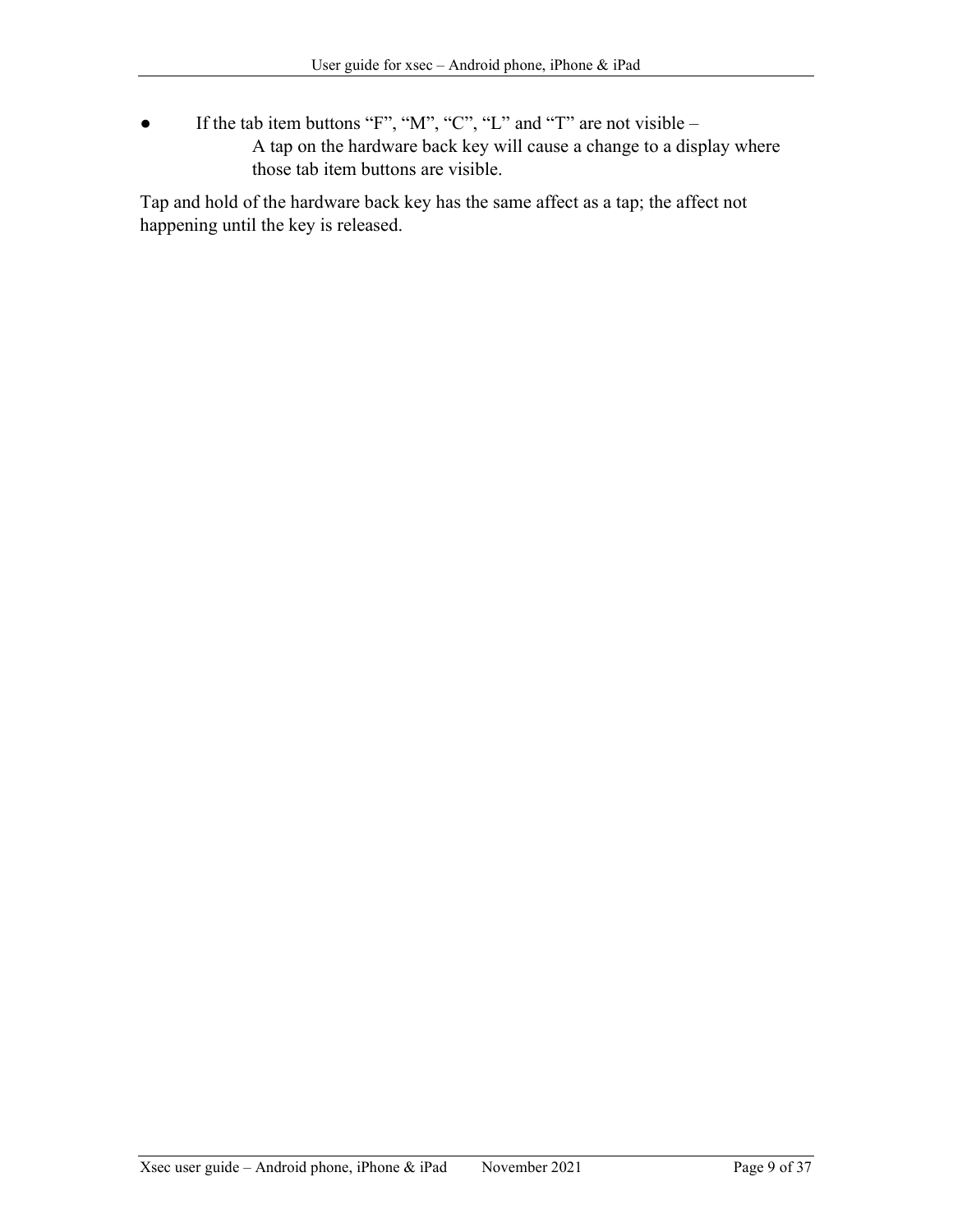- If the tab item buttons “F”, “M”, “C”, “L” and “T” are not visible –
  A tap on the hardware back key will cause a change to a display where those tab item buttons are visible.

Tap and hold of the hardware back key has the same affect as a tap; the affect not happening until the key is released.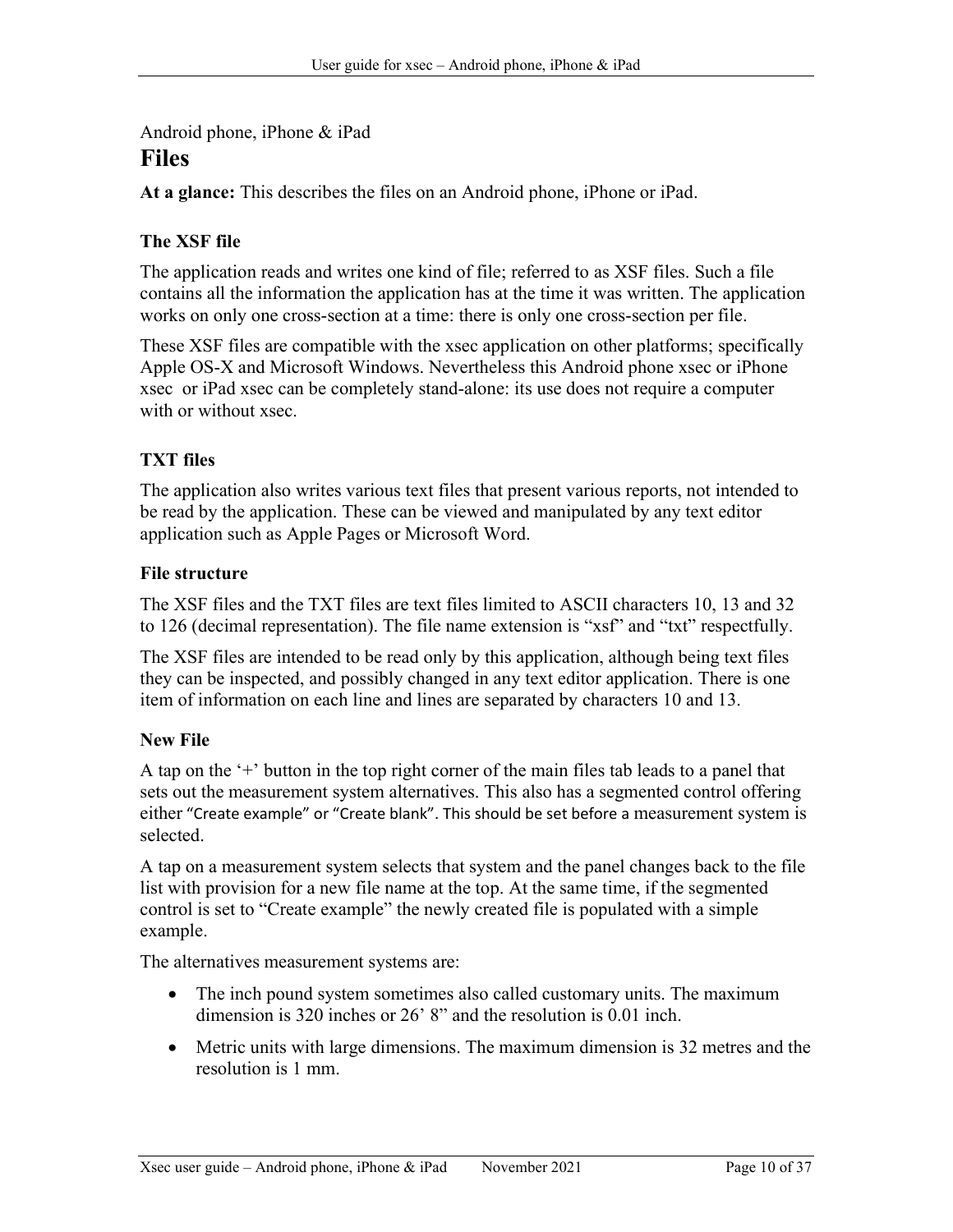Android phone, iPhone & iPad

# Files

**At a glance:** This describes the files on an Android phone, iPhone or iPad.

### The XSF file

The application reads and writes one kind of file; referred to as XSF files. Such a file contains all the information the application has at the time it was written. The application works on only one cross-section at a time: there is only one cross-section per file.

These XSF files are compatible with the xsec application on other platforms; specifically Apple OS-X and Microsoft Windows. Nevertheless this Android phone xsec or iPhone xsec or iPad xsec can be completely stand-alone: its use does not require a computer with or without xsec.

### TXT files

The application also writes various text files that present various reports, not intended to be read by the application. These can be viewed and manipulated by any text editor application such as Apple Pages or Microsoft Word.

### File structure

The XSF files and the TXT files are text files limited to ASCII characters 10, 13 and 32 to 126 (decimal representation). The file name extension is “xsf” and “txt” respectfully.

The XSF files are intended to be read only by this application, although being text files they can be inspected, and possibly changed in any text editor application. There is one item of information on each line and lines are separated by characters 10 and 13.

### New File

A tap on the ‘+’ button in the top right corner of the main files tab leads to a panel that sets out the measurement system alternatives. This also has a segmented control offering either “Create example” or “Create blank”. This should be set before a measurement system is selected.

A tap on a measurement system selects that system and the panel changes back to the file list with provision for a new file name at the top. At the same time, if the segmented control is set to “Create example” the newly created file is populated with a simple example.

The alternatives measurement systems are:

- The inch pound system sometimes also called customary units. The maximum dimension is 320 inches or 26’ 8” and the resolution is 0.01 inch.
- Metric units with large dimensions. The maximum dimension is 32 metres and the resolution is 1 mm.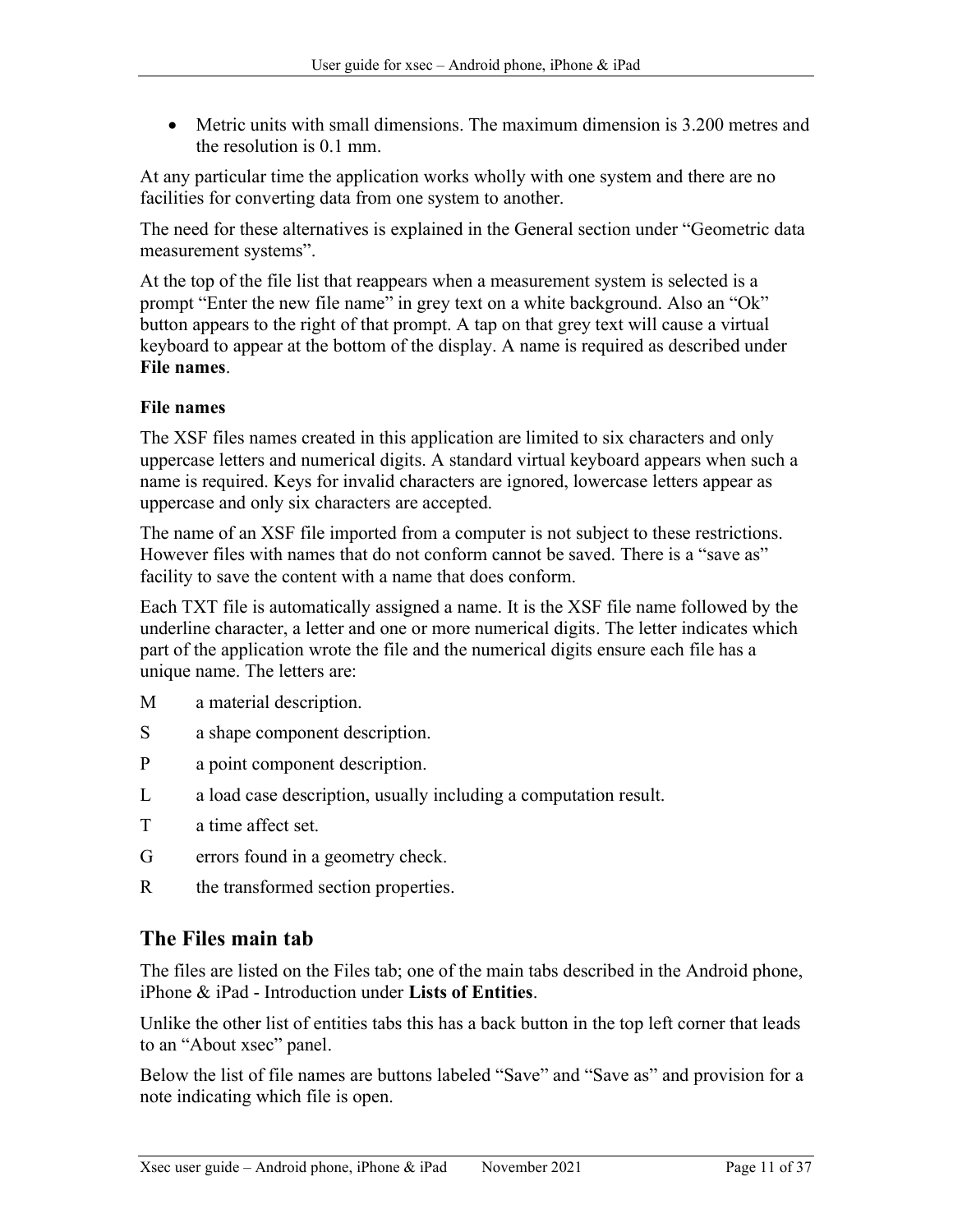- Metric units with small dimensions. The maximum dimension is 3.200 metres and the resolution is 0.1 mm.

At any particular time the application works wholly with one system and there are no facilities for converting data from one system to another.

The need for these alternatives is explained in the General section under "Geometric data measurement systems".

At the top of the file list that reappears when a measurement system is selected is a prompt "Enter the new file name" in grey text on a white background. Also an "Ok" button appears to the right of that prompt. A tap on that grey text will cause a virtual keyboard to appear at the bottom of the display. A name is required as described under **File names**.

### File names

The XSF files names created in this application are limited to six characters and only uppercase letters and numerical digits. A standard virtual keyboard appears when such a name is required. Keys for invalid characters are ignored, lowercase letters appear as uppercase and only six characters are accepted.

The name of an XSF file imported from a computer is not subject to these restrictions. However files with names that do not conform cannot be saved. There is a "save as" facility to save the content with a name that does conform.

Each TXT file is automatically assigned a name. It is the XSF file name followed by the underline character, a letter and one or more numerical digits. The letter indicates which part of the application wrote the file and the numerical digits ensure each file has a unique name. The letters are:

M a material description.

S a shape component description.

P a point component description.

L a load case description, usually including a computation result.

T a time affect set.

G errors found in a geometry check.

R the transformed section properties.

## The Files main tab

The files are listed on the Files tab; one of the main tabs described in the Android phone, iPhone & iPad - Introduction under **Lists of Entities**.

Unlike the other list of entities tabs this has a back button in the top left corner that leads to an "About xsec" panel.

Below the list of file names are buttons labeled "Save" and "Save as" and provision for a note indicating which file is open.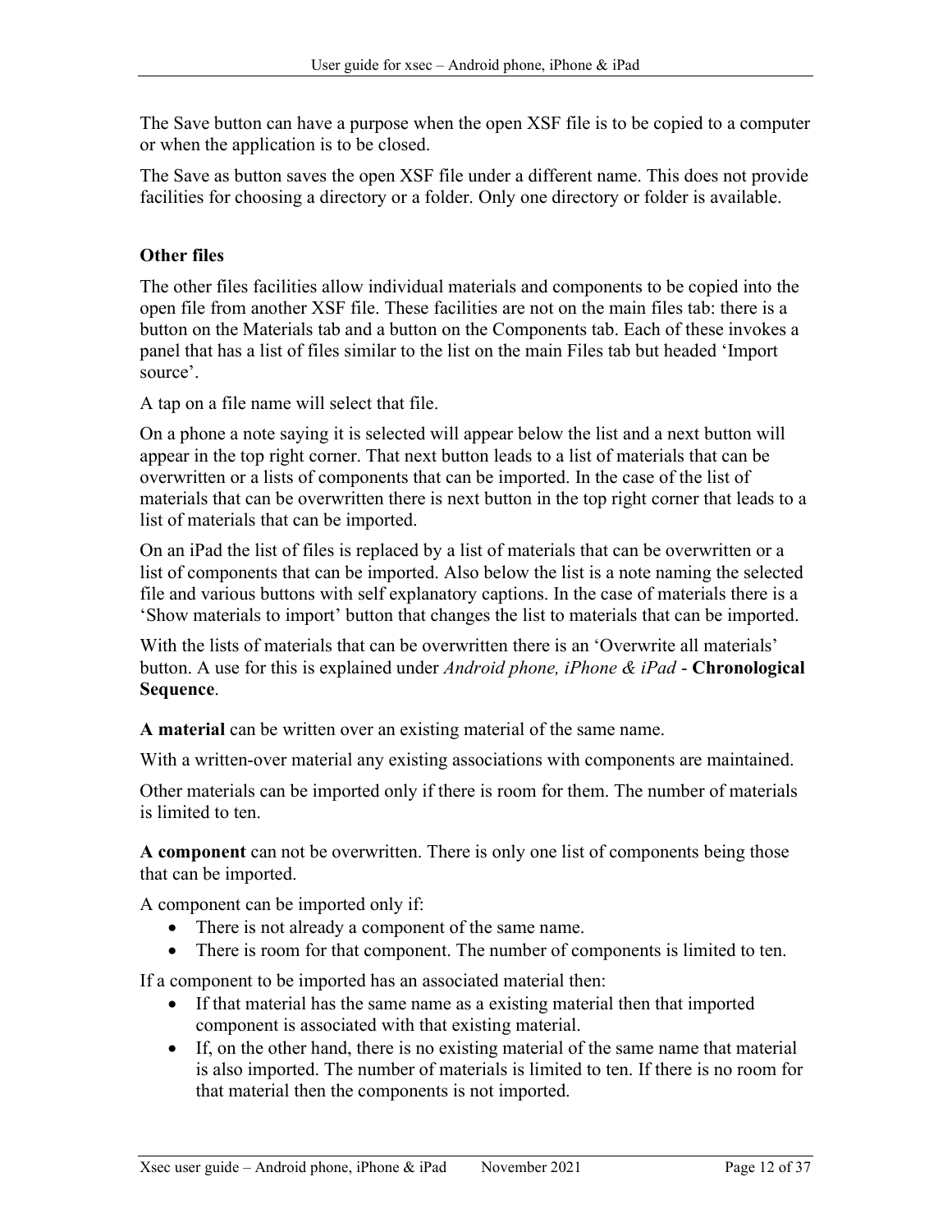The Save button can have a purpose when the open XSF file is to be copied to a computer or when the application is to be closed.

The Save as button saves the open XSF file under a different name. This does not provide facilities for choosing a directory or a folder. Only one directory or folder is available.

**Other files**

The other files facilities allow individual materials and components to be copied into the open file from another XSF file. These facilities are not on the main files tab: there is a button on the Materials tab and a button on the Components tab. Each of these invokes a panel that has a list of files similar to the list on the main Files tab but headed 'Import source'.

A tap on a file name will select that file.

On a phone a note saying it is selected will appear below the list and a next button will appear in the top right corner. That next button leads to a list of materials that can be overwritten or a lists of components that can be imported. In the case of the list of materials that can be overwritten there is next button in the top right corner that leads to a list of materials that can be imported.

On an iPad the list of files is replaced by a list of materials that can be overwritten or a list of components that can be imported. Also below the list is a note naming the selected file and various buttons with self explanatory captions. In the case of materials there is a 'Show materials to import' button that changes the list to materials that can be imported.

With the lists of materials that can be overwritten there is an 'Overwrite all materials' button. A use for this is explained under *Android phone, iPhone & iPad* - **Chronological Sequence**.

**A material** can be written over an existing material of the same name.

With a written-over material any existing associations with components are maintained.

Other materials can be imported only if there is room for them. The number of materials is limited to ten.

**A component** can not be overwritten. There is only one list of components being those that can be imported.

A component can be imported only if:

- There is not already a component of the same name.
- There is room for that component. The number of components is limited to ten.

If a component to be imported has an associated material then:

- If that material has the same name as a existing material then that imported component is associated with that existing material.
- If, on the other hand, there is no existing material of the same name that material is also imported. The number of materials is limited to ten. If there is no room for that material then the components is not imported.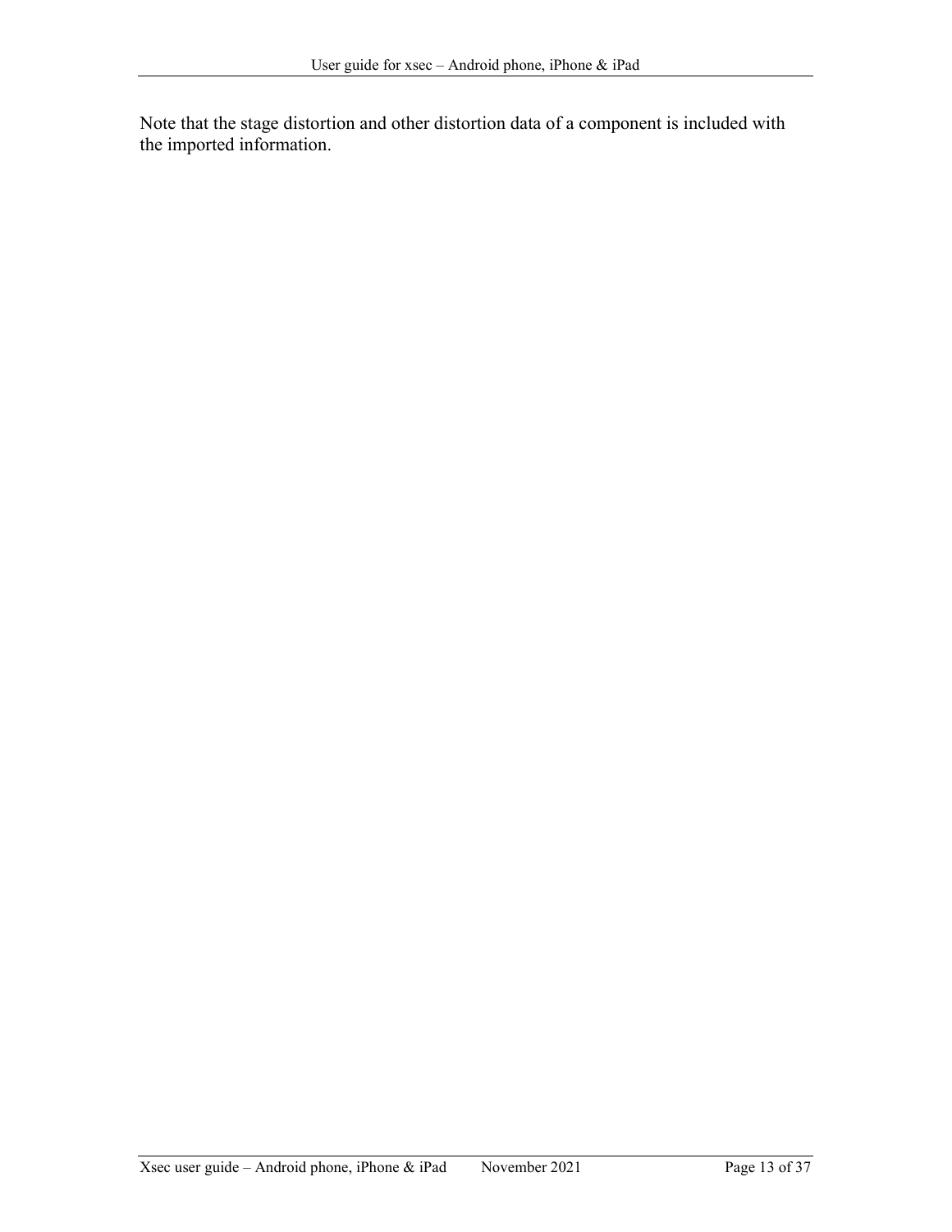Note that the stage distortion and other distortion data of a component is included with the imported information.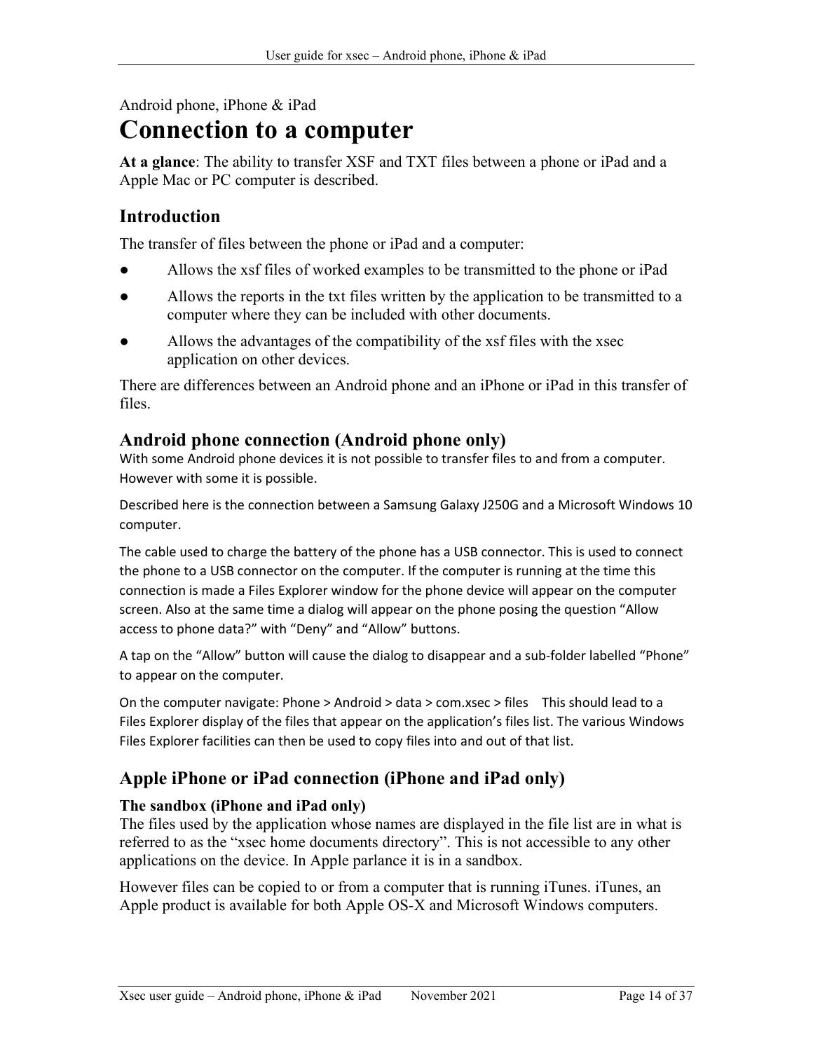Android phone, iPhone & iPad

# Connection to a computer

**At a glance**: The ability to transfer XSF and TXT files between a phone or iPad and a Apple Mac or PC computer is described.

## Introduction

The transfer of files between the phone or iPad and a computer:

- Allows the xsf files of worked examples to be transmitted to the phone or iPad
- Allows the reports in the txt files written by the application to be transmitted to a computer where they can be included with other documents.
- Allows the advantages of the compatibility of the xsf files with the xsec application on other devices.

There are differences between an Android phone and an iPhone or iPad in this transfer of files.

## Android phone connection (Android phone only)

With some Android phone devices it is not possible to transfer files to and from a computer. However with some it is possible.

Described here is the connection between a Samsung Galaxy J250G and a Microsoft Windows 10 computer.

The cable used to charge the battery of the phone has a USB connector. This is used to connect the phone to a USB connector on the computer. If the computer is running at the time this connection is made a Files Explorer window for the phone device will appear on the computer screen. Also at the same time a dialog will appear on the phone posing the question "Allow access to phone data?" with "Deny" and "Allow" buttons.

A tap on the "Allow" button will cause the dialog to disappear and a sub-folder labelled "Phone" to appear on the computer.

On the computer navigate: Phone > Android > data > com.xsec > files    This should lead to a Files Explorer display of the files that appear on the application's files list. The various Windows Files Explorer facilities can then be used to copy files into and out of that list.

## Apple iPhone or iPad connection (iPhone and iPad only)

### The sandbox (iPhone and iPad only)

The files used by the application whose names are displayed in the file list are in what is referred to as the "xsec home documents directory". This is not accessible to any other applications on the device. In Apple parlance it is in a sandbox.

However files can be copied to or from a computer that is running iTunes. iTunes, an Apple product is available for both Apple OS-X and Microsoft Windows computers.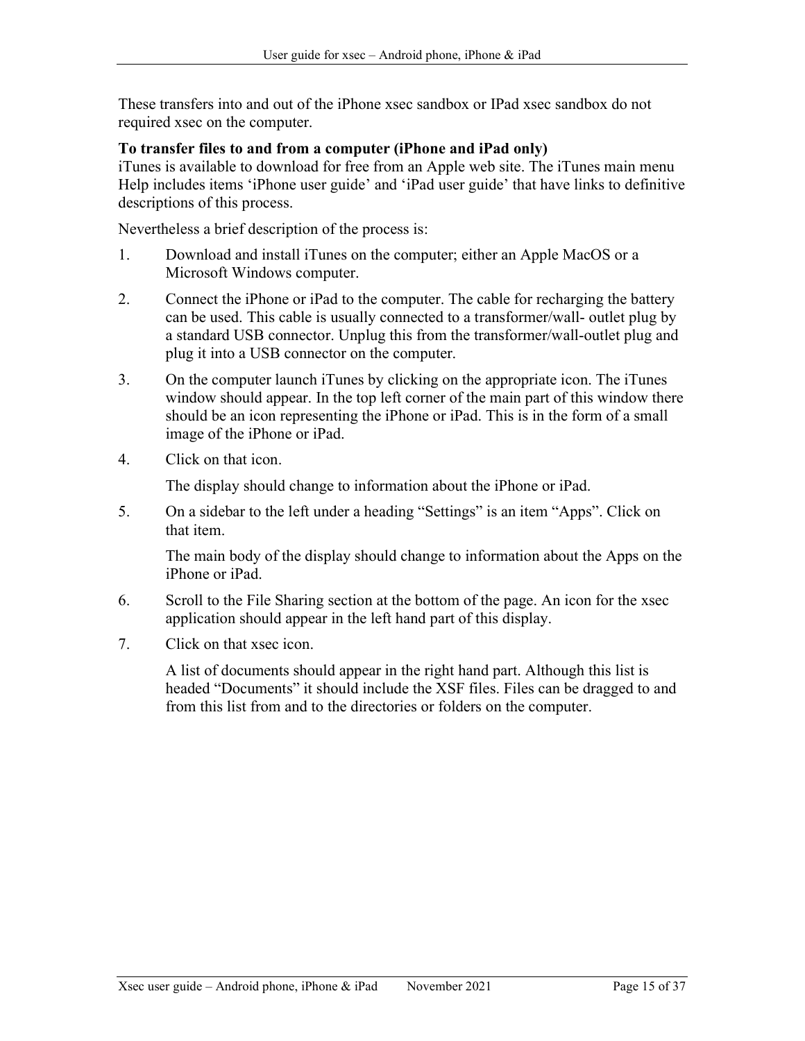These transfers into and out of the iPhone xsec sandbox or IPad xsec sandbox do not required xsec on the computer.

**To transfer files to and from a computer (iPhone and iPad only)**

iTunes is available to download for free from an Apple web site. The iTunes main menu Help includes items 'iPhone user guide' and 'iPad user guide' that have links to definitive descriptions of this process.

Nevertheless a brief description of the process is:

1. Download and install iTunes on the computer; either an Apple MacOS or a Microsoft Windows computer.

2. Connect the iPhone or iPad to the computer. The cable for recharging the battery can be used. This cable is usually connected to a transformer/wall- outlet plug by a standard USB connector. Unplug this from the transformer/wall-outlet plug and plug it into a USB connector on the computer.

3. On the computer launch iTunes by clicking on the appropriate icon. The iTunes window should appear. In the top left corner of the main part of this window there should be an icon representing the iPhone or iPad. This is in the form of a small image of the iPhone or iPad.

4. Click on that icon.

   The display should change to information about the iPhone or iPad.

5. On a sidebar to the left under a heading "Settings" is an item "Apps". Click on that item.

   The main body of the display should change to information about the Apps on the iPhone or iPad.

6. Scroll to the File Sharing section at the bottom of the page. An icon for the xsec application should appear in the left hand part of this display.

7. Click on that xsec icon.

   A list of documents should appear in the right hand part. Although this list is headed "Documents" it should include the XSF files. Files can be dragged to and from this list from and to the directories or folders on the computer.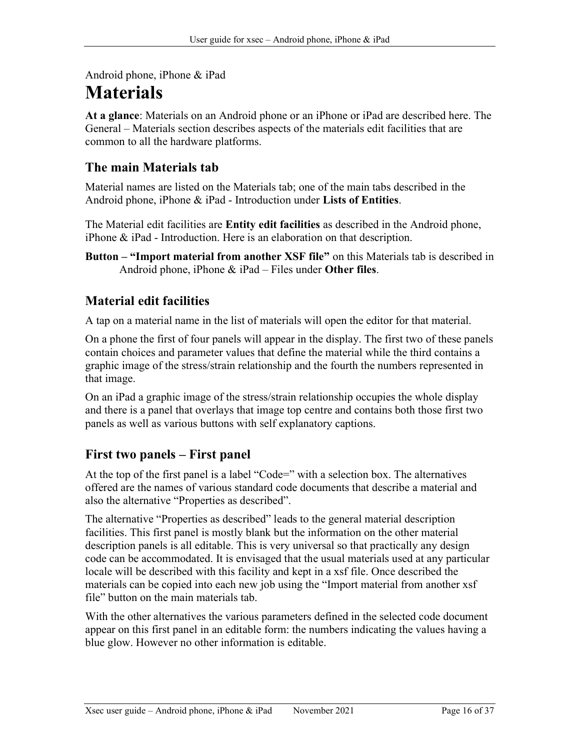Android phone, iPhone & iPad

# Materials

**At a glance**: Materials on an Android phone or an iPhone or iPad are described here. The General – Materials section describes aspects of the materials edit facilities that are common to all the hardware platforms.

## The main Materials tab

Material names are listed on the Materials tab; one of the main tabs described in the Android phone, iPhone & iPad - Introduction under **Lists of Entities**.

The Material edit facilities are **Entity edit facilities** as described in the Android phone, iPhone & iPad - Introduction. Here is an elaboration on that description.

**Button – "Import material from another XSF file"** on this Materials tab is described in Android phone, iPhone & iPad – Files under **Other files**.

## Material edit facilities

A tap on a material name in the list of materials will open the editor for that material.

On a phone the first of four panels will appear in the display. The first two of these panels contain choices and parameter values that define the material while the third contains a graphic image of the stress/strain relationship and the fourth the numbers represented in that image.

On an iPad a graphic image of the stress/strain relationship occupies the whole display and there is a panel that overlays that image top centre and contains both those first two panels as well as various buttons with self explanatory captions.

## First two panels – First panel

At the top of the first panel is a label "Code=" with a selection box. The alternatives offered are the names of various standard code documents that describe a material and also the alternative "Properties as described".

The alternative "Properties as described" leads to the general material description facilities. This first panel is mostly blank but the information on the other material description panels is all editable. This is very universal so that practically any design code can be accommodated. It is envisaged that the usual materials used at any particular locale will be described with this facility and kept in a xsf file. Once described the materials can be copied into each new job using the "Import material from another xsf file" button on the main materials tab.

With the other alternatives the various parameters defined in the selected code document appear on this first panel in an editable form: the numbers indicating the values having a blue glow. However no other information is editable.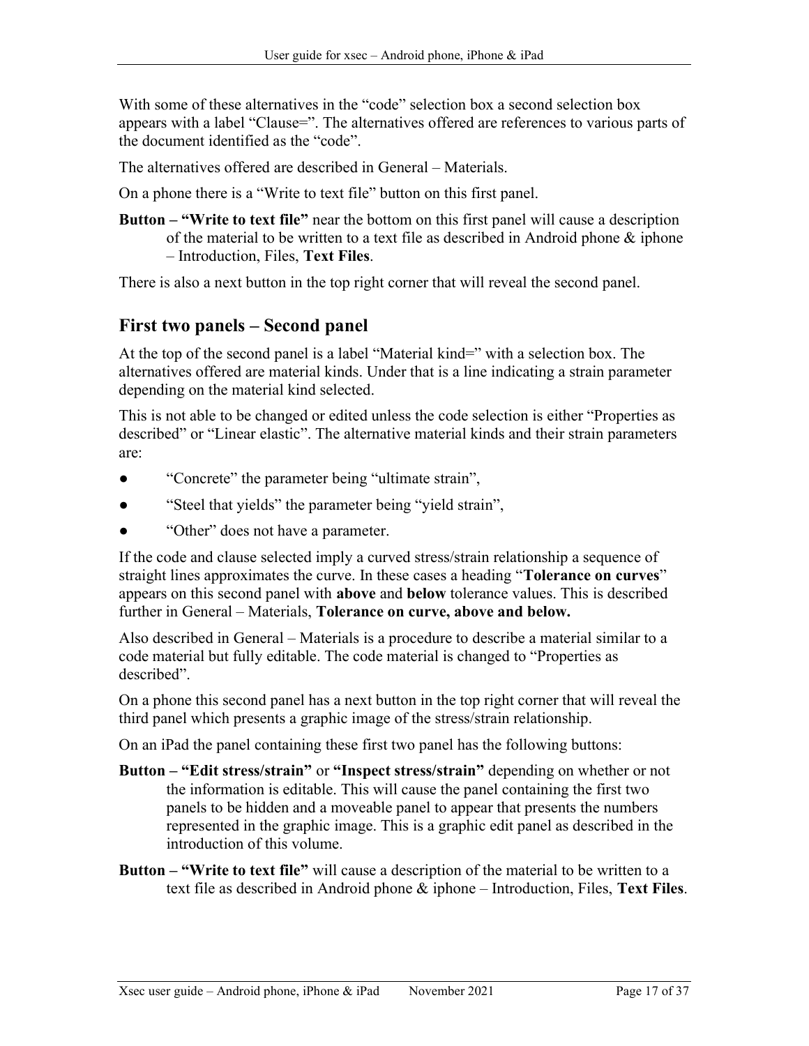With some of these alternatives in the “code” selection box a second selection box appears with a label “Clause=”. The alternatives offered are references to various parts of the document identified as the “code”.

The alternatives offered are described in General – Materials.

On a phone there is a “Write to text file” button on this first panel.

**Button – “Write to text file”** near the bottom on this first panel will cause a description of the material to be written to a text file as described in Android phone & iphone – Introduction, Files, **Text Files**.

There is also a next button in the top right corner that will reveal the second panel.

## First two panels – Second panel

At the top of the second panel is a label “Material kind=” with a selection box. The alternatives offered are material kinds. Under that is a line indicating a strain parameter depending on the material kind selected.

This is not able to be changed or edited unless the code selection is either “Properties as described” or “Linear elastic”. The alternative material kinds and their strain parameters are:

- “Concrete” the parameter being “ultimate strain”,
- “Steel that yields” the parameter being “yield strain”,
- “Other” does not have a parameter.

If the code and clause selected imply a curved stress/strain relationship a sequence of straight lines approximates the curve. In these cases a heading “**Tolerance on curves**” appears on this second panel with **above** and **below** tolerance values. This is described further in General – Materials, **Tolerance on curve, above and below.**

Also described in General – Materials is a procedure to describe a material similar to a code material but fully editable. The code material is changed to “Properties as described”.

On a phone this second panel has a next button in the top right corner that will reveal the third panel which presents a graphic image of the stress/strain relationship.

On an iPad the panel containing these first two panel has the following buttons:

**Button – “Edit stress/strain”** or **“Inspect stress/strain”** depending on whether or not the information is editable. This will cause the panel containing the first two panels to be hidden and a moveable panel to appear that presents the numbers represented in the graphic image. This is a graphic edit panel as described in the introduction of this volume.

**Button – “Write to text file”** will cause a description of the material to be written to a text file as described in Android phone & iphone – Introduction, Files, **Text Files**.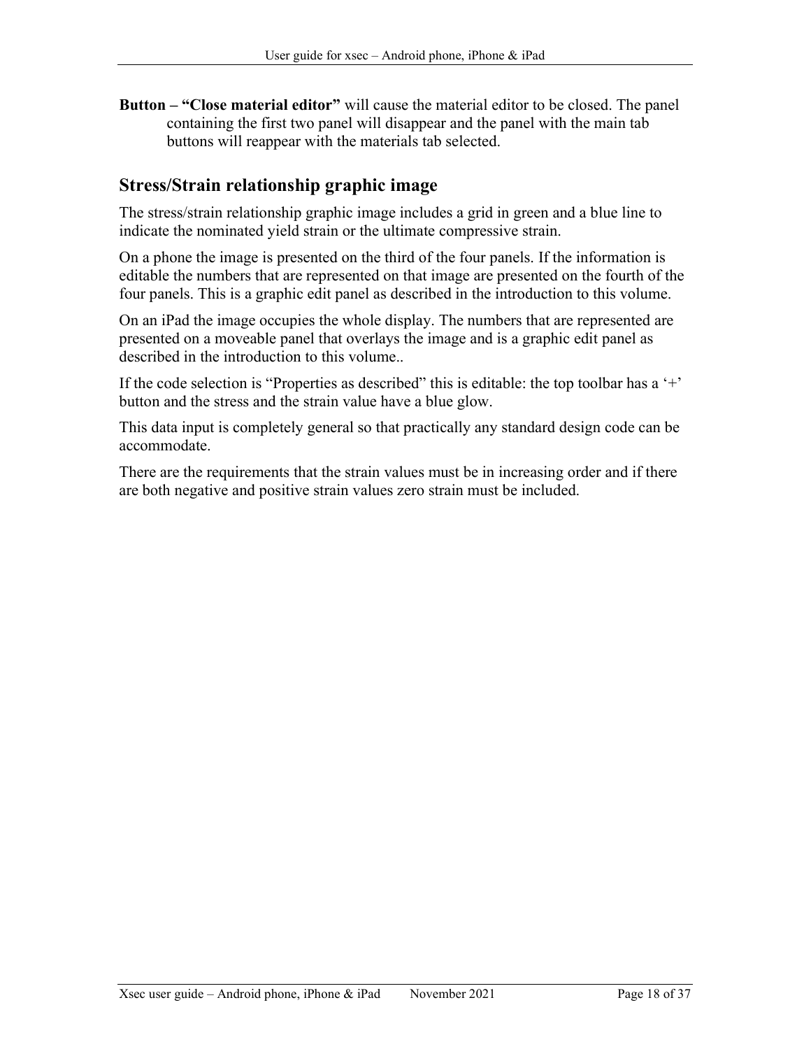**Button – "Close material editor"** will cause the material editor to be closed. The panel containing the first two panel will disappear and the panel with the main tab buttons will reappear with the materials tab selected.

## Stress/Strain relationship graphic image

The stress/strain relationship graphic image includes a grid in green and a blue line to indicate the nominated yield strain or the ultimate compressive strain.

On a phone the image is presented on the third of the four panels. If the information is editable the numbers that are represented on that image are presented on the fourth of the four panels. This is a graphic edit panel as described in the introduction to this volume.

On an iPad the image occupies the whole display. The numbers that are represented are presented on a moveable panel that overlays the image and is a graphic edit panel as described in the introduction to this volume..

If the code selection is "Properties as described" this is editable: the top toolbar has a '+' button and the stress and the strain value have a blue glow.

This data input is completely general so that practically any standard design code can be accommodate.

There are the requirements that the strain values must be in increasing order and if there are both negative and positive strain values zero strain must be included.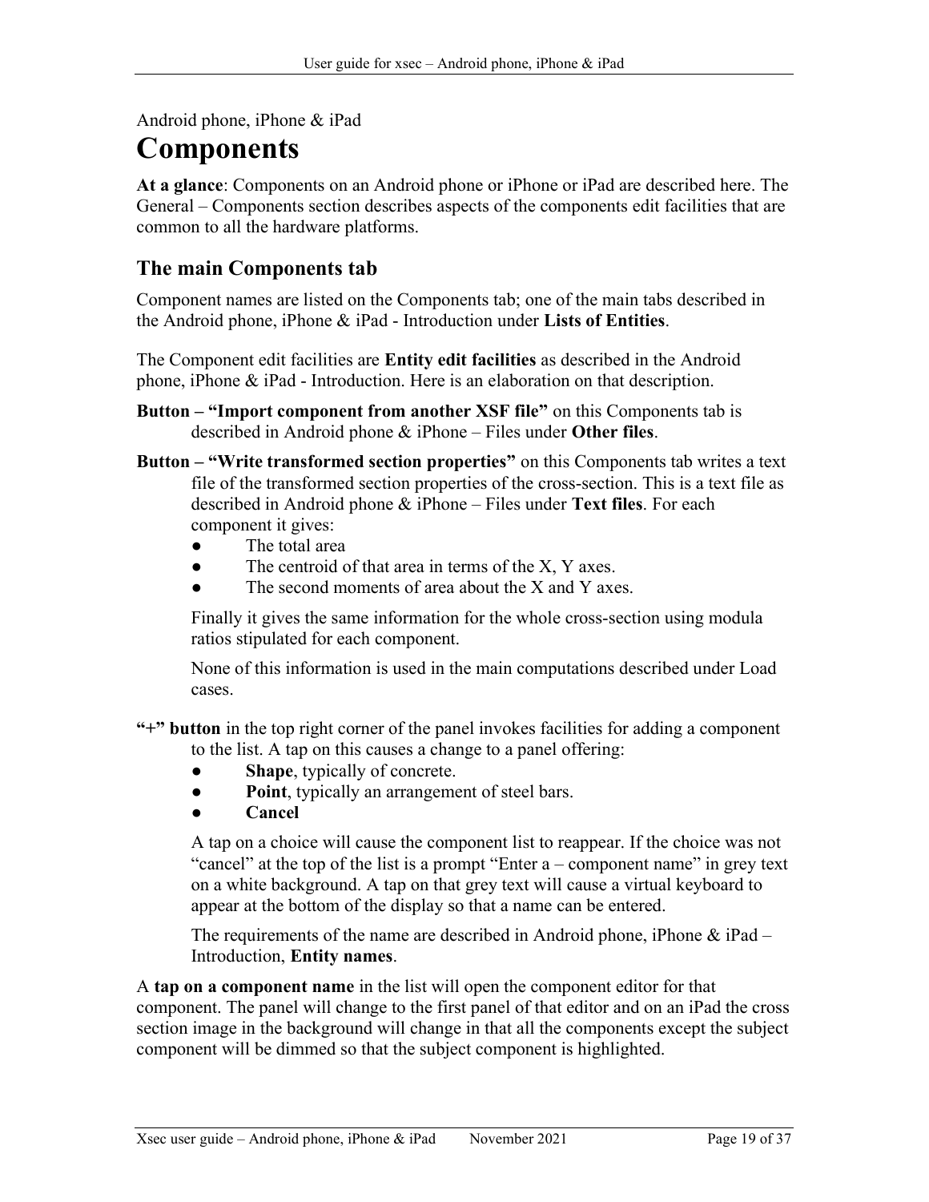Android phone, iPhone & iPad

# Components

**At a glance**: Components on an Android phone or iPhone or iPad are described here. The General – Components section describes aspects of the components edit facilities that are common to all the hardware platforms.

## The main Components tab

Component names are listed on the Components tab; one of the main tabs described in the Android phone, iPhone & iPad - Introduction under **Lists of Entities**.

The Component edit facilities are **Entity edit facilities** as described in the Android phone, iPhone & iPad - Introduction. Here is an elaboration on that description.

**Button – "Import component from another XSF file"** on this Components tab is described in Android phone & iPhone – Files under **Other files**.

**Button – "Write transformed section properties"** on this Components tab writes a text file of the transformed section properties of the cross-section. This is a text file as described in Android phone & iPhone – Files under **Text files**. For each component it gives:

- The total area
- The centroid of that area in terms of the X, Y axes.
- The second moments of area about the X and Y axes.

Finally it gives the same information for the whole cross-section using modula ratios stipulated for each component.

None of this information is used in the main computations described under Load cases.

**"+" button** in the top right corner of the panel invokes facilities for adding a component to the list. A tap on this causes a change to a panel offering:

- **Shape**, typically of concrete.
- **Point**, typically an arrangement of steel bars.
- **Cancel**

A tap on a choice will cause the component list to reappear. If the choice was not "cancel" at the top of the list is a prompt "Enter a – component name" in grey text on a white background. A tap on that grey text will cause a virtual keyboard to appear at the bottom of the display so that a name can be entered.

The requirements of the name are described in Android phone, iPhone & iPad – Introduction, **Entity names**.

A **tap on a component name** in the list will open the component editor for that component. The panel will change to the first panel of that editor and on an iPad the cross section image in the background will change in that all the components except the subject component will be dimmed so that the subject component is highlighted.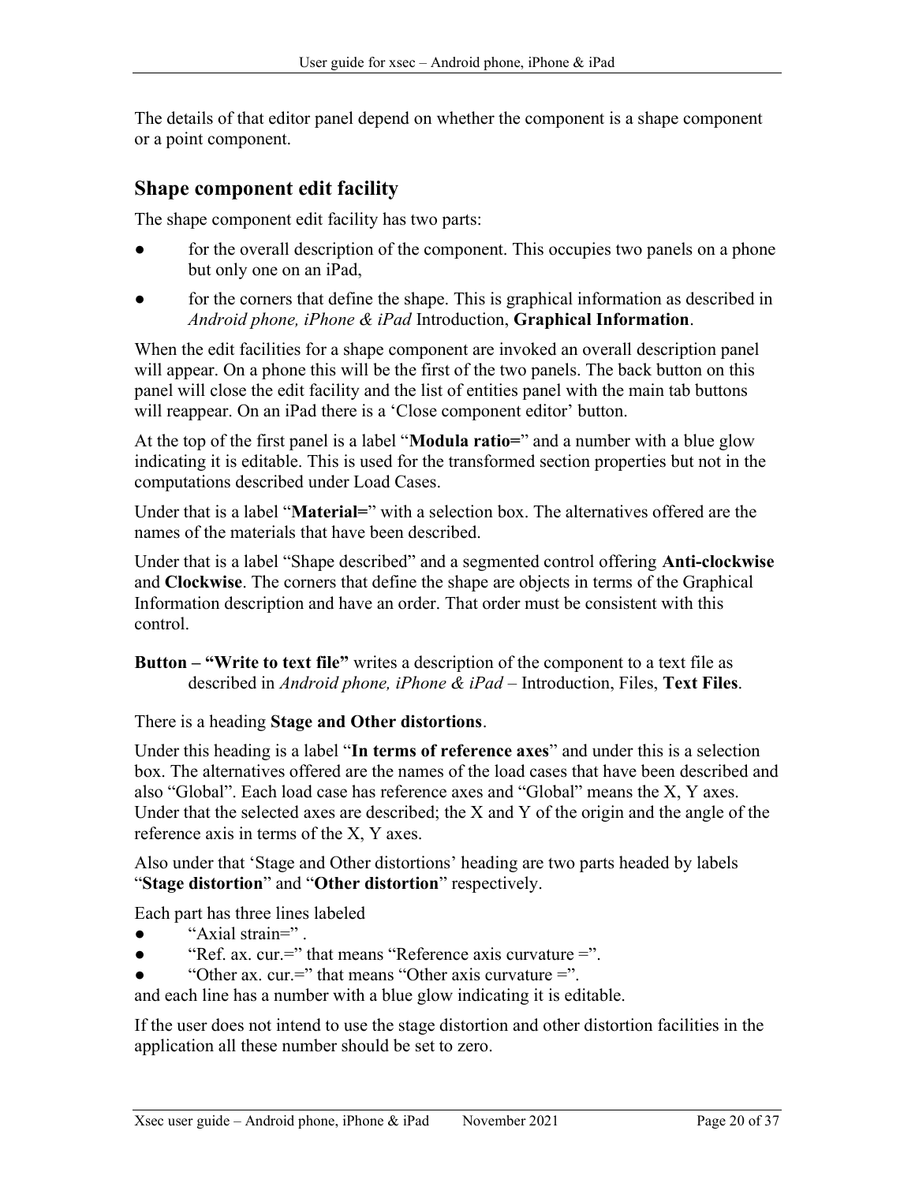The details of that editor panel depend on whether the component is a shape component or a point component.

## Shape component edit facility

The shape component edit facility has two parts:

- for the overall description of the component. This occupies two panels on a phone but only one on an iPad,
- for the corners that define the shape. This is graphical information as described in *Android phone, iPhone & iPad* Introduction, **Graphical Information**.

When the edit facilities for a shape component are invoked an overall description panel will appear. On a phone this will be the first of the two panels. The back button on this panel will close the edit facility and the list of entities panel with the main tab buttons will reappear. On an iPad there is a 'Close component editor' button.

At the top of the first panel is a label "**Modula ratio=**" and a number with a blue glow indicating it is editable. This is used for the transformed section properties but not in the computations described under Load Cases.

Under that is a label "**Material=**" with a selection box. The alternatives offered are the names of the materials that have been described.

Under that is a label "Shape described" and a segmented control offering **Anti-clockwise** and **Clockwise**. The corners that define the shape are objects in terms of the Graphical Information description and have an order. That order must be consistent with this control.

**Button – "Write to text file"** writes a description of the component to a text file as described in *Android phone, iPhone & iPad* – Introduction, Files, **Text Files**.

There is a heading **Stage and Other distortions**.

Under this heading is a label "**In terms of reference axes**" and under this is a selection box. The alternatives offered are the names of the load cases that have been described and also "Global". Each load case has reference axes and "Global" means the X, Y axes. Under that the selected axes are described; the X and Y of the origin and the angle of the reference axis in terms of the X, Y axes.

Also under that 'Stage and Other distortions' heading are two parts headed by labels "**Stage distortion**" and "**Other distortion**" respectively.

Each part has three lines labeled

- "Axial strain=" .
- "Ref. ax. cur.=" that means "Reference axis curvature =".
- "Other ax. cur.=" that means "Other axis curvature =".

and each line has a number with a blue glow indicating it is editable.

If the user does not intend to use the stage distortion and other distortion facilities in the application all these number should be set to zero.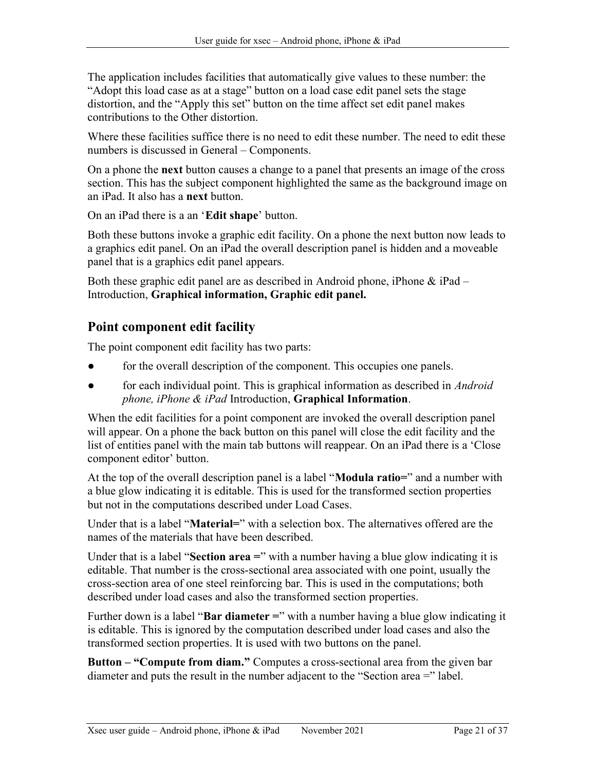The application includes facilities that automatically give values to these number: the "Adopt this load case as at a stage" button on a load case edit panel sets the stage distortion, and the "Apply this set" button on the time affect set edit panel makes contributions to the Other distortion.

Where these facilities suffice there is no need to edit these number. The need to edit these numbers is discussed in General – Components.

On a phone the **next** button causes a change to a panel that presents an image of the cross section. This has the subject component highlighted the same as the background image on an iPad. It also has a **next** button.

On an iPad there is a an '**Edit shape**' button.

Both these buttons invoke a graphic edit facility. On a phone the next button now leads to a graphics edit panel. On an iPad the overall description panel is hidden and a moveable panel that is a graphics edit panel appears.

Both these graphic edit panel are as described in Android phone, iPhone & iPad – Introduction, **Graphical information, Graphic edit panel.**

## Point component edit facility

The point component edit facility has two parts:

- for the overall description of the component. This occupies one panels.
- for each individual point. This is graphical information as described in *Android phone, iPhone & iPad* Introduction, **Graphical Information**.

When the edit facilities for a point component are invoked the overall description panel will appear. On a phone the back button on this panel will close the edit facility and the list of entities panel with the main tab buttons will reappear. On an iPad there is a 'Close component editor' button.

At the top of the overall description panel is a label "**Modula ratio=**" and a number with a blue glow indicating it is editable. This is used for the transformed section properties but not in the computations described under Load Cases.

Under that is a label "**Material=**" with a selection box. The alternatives offered are the names of the materials that have been described.

Under that is a label "**Section area =**" with a number having a blue glow indicating it is editable. That number is the cross-sectional area associated with one point, usually the cross-section area of one steel reinforcing bar. This is used in the computations; both described under load cases and also the transformed section properties.

Further down is a label "**Bar diameter =**" with a number having a blue glow indicating it is editable. This is ignored by the computation described under load cases and also the transformed section properties. It is used with two buttons on the panel.

**Button – "Compute from diam."** Computes a cross-sectional area from the given bar diameter and puts the result in the number adjacent to the "Section area =" label.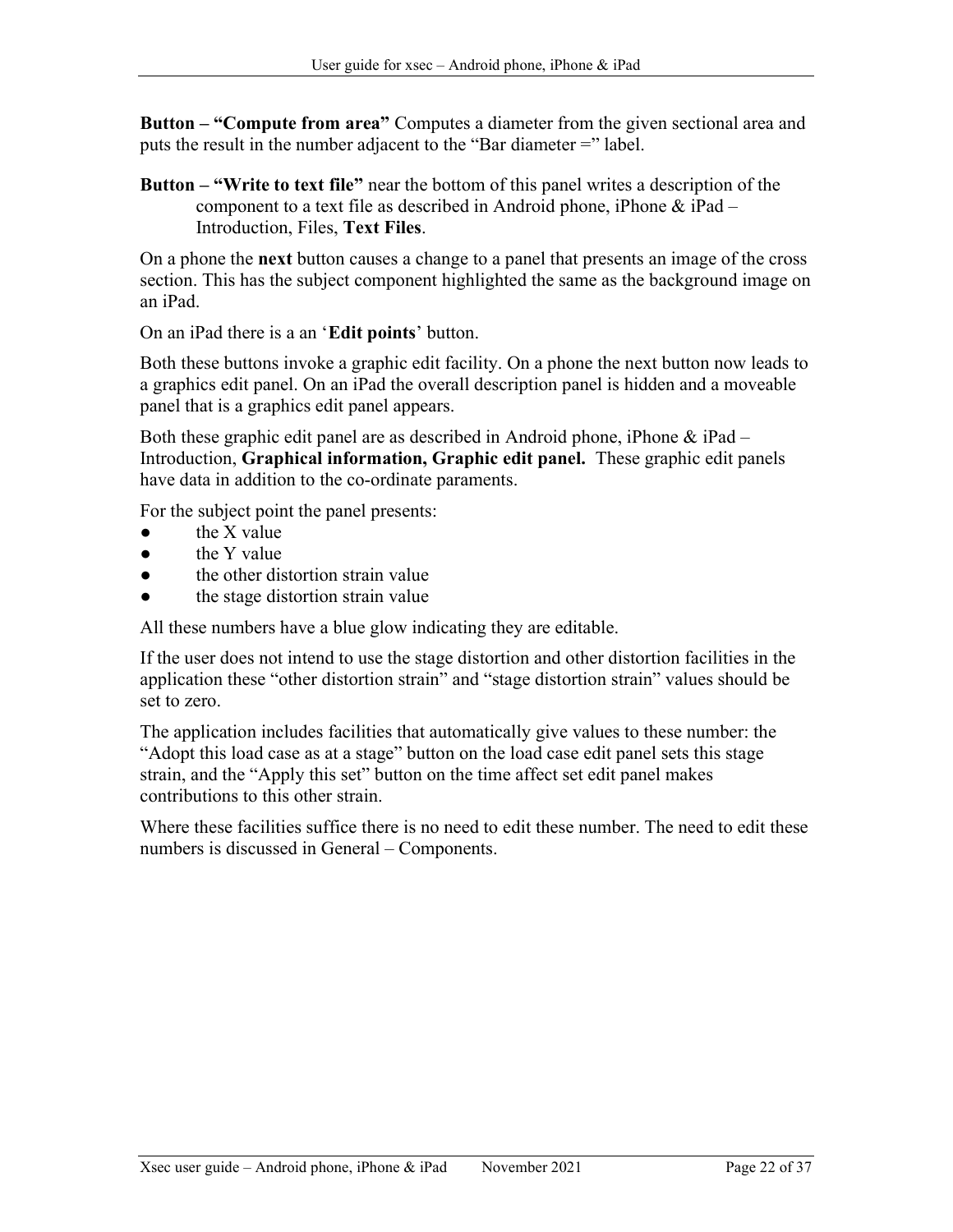**Button – "Compute from area"** Computes a diameter from the given sectional area and puts the result in the number adjacent to the "Bar diameter =" label.

**Button – "Write to text file"** near the bottom of this panel writes a description of the component to a text file as described in Android phone, iPhone & iPad – Introduction, Files, **Text Files**.

On a phone the **next** button causes a change to a panel that presents an image of the cross section. This has the subject component highlighted the same as the background image on an iPad.

On an iPad there is a an '**Edit points**' button.

Both these buttons invoke a graphic edit facility. On a phone the next button now leads to a graphics edit panel. On an iPad the overall description panel is hidden and a moveable panel that is a graphics edit panel appears.

Both these graphic edit panel are as described in Android phone, iPhone & iPad – Introduction, **Graphical information, Graphic edit panel.** These graphic edit panels have data in addition to the co-ordinate paraments.

For the subject point the panel presents:

- the X value
- the Y value
- the other distortion strain value
- the stage distortion strain value

All these numbers have a blue glow indicating they are editable.

If the user does not intend to use the stage distortion and other distortion facilities in the application these "other distortion strain" and "stage distortion strain" values should be set to zero.

The application includes facilities that automatically give values to these number: the "Adopt this load case as at a stage" button on the load case edit panel sets this stage strain, and the "Apply this set" button on the time affect set edit panel makes contributions to this other strain.

Where these facilities suffice there is no need to edit these number. The need to edit these numbers is discussed in General – Components.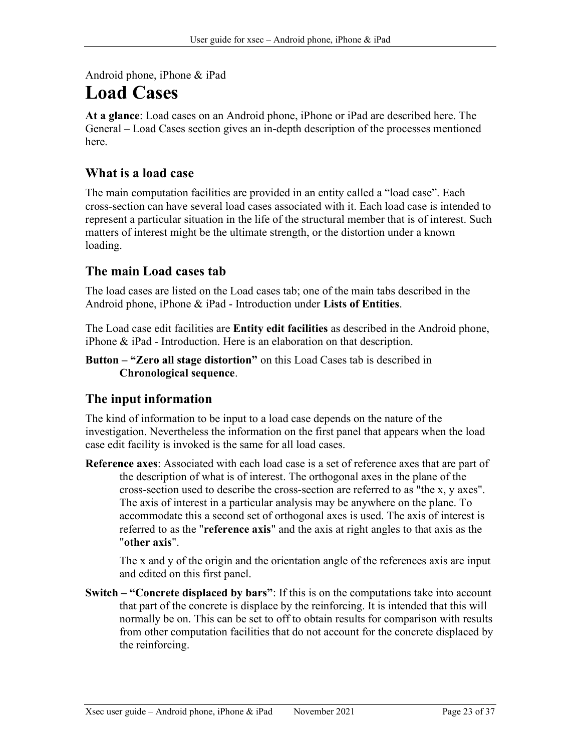Android phone, iPhone & iPad

# Load Cases

**At a glance**: Load cases on an Android phone, iPhone or iPad are described here. The General – Load Cases section gives an in-depth description of the processes mentioned here.

## What is a load case

The main computation facilities are provided in an entity called a "load case". Each cross-section can have several load cases associated with it. Each load case is intended to represent a particular situation in the life of the structural member that is of interest. Such matters of interest might be the ultimate strength, or the distortion under a known loading.

## The main Load cases tab

The load cases are listed on the Load cases tab; one of the main tabs described in the Android phone, iPhone & iPad - Introduction under **Lists of Entities**.

The Load case edit facilities are **Entity edit facilities** as described in the Android phone, iPhone & iPad - Introduction. Here is an elaboration on that description.

**Button – "Zero all stage distortion"** on this Load Cases tab is described in **Chronological sequence**.

## The input information

The kind of information to be input to a load case depends on the nature of the investigation. Nevertheless the information on the first panel that appears when the load case edit facility is invoked is the same for all load cases.

**Reference axes**: Associated with each load case is a set of reference axes that are part of the description of what is of interest. The orthogonal axes in the plane of the cross-section used to describe the cross-section are referred to as "the x, y axes". The axis of interest in a particular analysis may be anywhere on the plane. To accommodate this a second set of orthogonal axes is used. The axis of interest is referred to as the "**reference axis**" and the axis at right angles to that axis as the "**other axis**".

The x and y of the origin and the orientation angle of the references axis are input and edited on this first panel.

**Switch – "Concrete displaced by bars"**: If this is on the computations take into account that part of the concrete is displace by the reinforcing. It is intended that this will normally be on. This can be set to off to obtain results for comparison with results from other computation facilities that do not account for the concrete displaced by the reinforcing.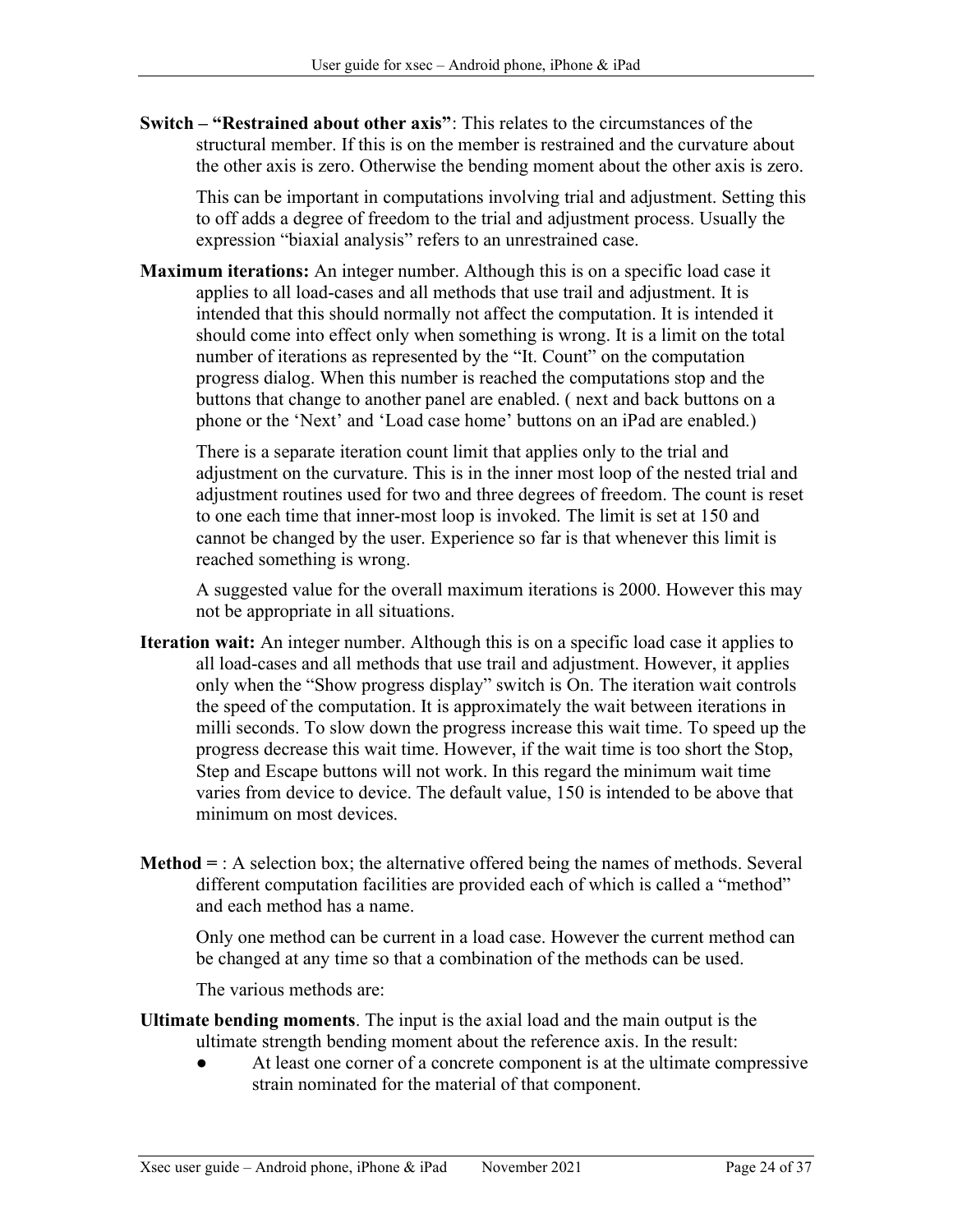**Switch – "Restrained about other axis"**: This relates to the circumstances of the structural member. If this is on the member is restrained and the curvature about the other axis is zero. Otherwise the bending moment about the other axis is zero.

This can be important in computations involving trial and adjustment. Setting this to off adds a degree of freedom to the trial and adjustment process. Usually the expression "biaxial analysis" refers to an unrestrained case.

**Maximum iterations:** An integer number. Although this is on a specific load case it applies to all load-cases and all methods that use trail and adjustment. It is intended that this should normally not affect the computation. It is intended it should come into effect only when something is wrong. It is a limit on the total number of iterations as represented by the "It. Count" on the computation progress dialog. When this number is reached the computations stop and the buttons that change to another panel are enabled. ( next and back buttons on a phone or the 'Next' and 'Load case home' buttons on an iPad are enabled.)

There is a separate iteration count limit that applies only to the trial and adjustment on the curvature. This is in the inner most loop of the nested trial and adjustment routines used for two and three degrees of freedom. The count is reset to one each time that inner-most loop is invoked. The limit is set at 150 and cannot be changed by the user. Experience so far is that whenever this limit is reached something is wrong.

A suggested value for the overall maximum iterations is 2000. However this may not be appropriate in all situations.

**Iteration wait:** An integer number. Although this is on a specific load case it applies to all load-cases and all methods that use trail and adjustment. However, it applies only when the "Show progress display" switch is On. The iteration wait controls the speed of the computation. It is approximately the wait between iterations in milli seconds. To slow down the progress increase this wait time. To speed up the progress decrease this wait time. However, if the wait time is too short the Stop, Step and Escape buttons will not work. In this regard the minimum wait time varies from device to device. The default value, 150 is intended to be above that minimum on most devices.

**Method =** : A selection box; the alternative offered being the names of methods. Several different computation facilities are provided each of which is called a "method" and each method has a name.

Only one method can be current in a load case. However the current method can be changed at any time so that a combination of the methods can be used.

The various methods are:

**Ultimate bending moments**. The input is the axial load and the main output is the ultimate strength bending moment about the reference axis. In the result:

- At least one corner of a concrete component is at the ultimate compressive strain nominated for the material of that component.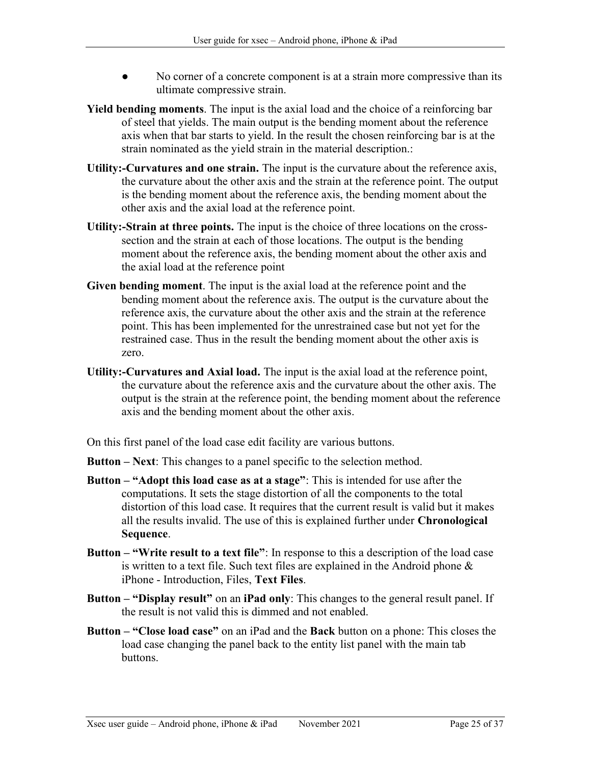- No corner of a concrete component is at a strain more compressive than its ultimate compressive strain.

**Yield bending moments**. The input is the axial load and the choice of a reinforcing bar of steel that yields. The main output is the bending moment about the reference axis when that bar starts to yield. In the result the chosen reinforcing bar is at the strain nominated as the yield strain in the material description.:

**Utility:-Curvatures and one strain.** The input is the curvature about the reference axis, the curvature about the other axis and the strain at the reference point. The output is the bending moment about the reference axis, the bending moment about the other axis and the axial load at the reference point.

**Utility:-Strain at three points.** The input is the choice of three locations on the cross-section and the strain at each of those locations. The output is the bending moment about the reference axis, the bending moment about the other axis and the axial load at the reference point

**Given bending moment**. The input is the axial load at the reference point and the bending moment about the reference axis. The output is the curvature about the reference axis, the curvature about the other axis and the strain at the reference point. This has been implemented for the unrestrained case but not yet for the restrained case. Thus in the result the bending moment about the other axis is zero.

**Utility:-Curvatures and Axial load.** The input is the axial load at the reference point, the curvature about the reference axis and the curvature about the other axis. The output is the strain at the reference point, the bending moment about the reference axis and the bending moment about the other axis.

On this first panel of the load case edit facility are various buttons.

**Button – Next**: This changes to a panel specific to the selection method.

**Button – "Adopt this load case as at a stage"**: This is intended for use after the computations. It sets the stage distortion of all the components to the total distortion of this load case. It requires that the current result is valid but it makes all the results invalid. The use of this is explained further under **Chronological Sequence**.

**Button – "Write result to a text file"**: In response to this a description of the load case is written to a text file. Such text files are explained in the Android phone & iPhone - Introduction, Files, **Text Files**.

**Button – "Display result"** on an **iPad only**: This changes to the general result panel. If the result is not valid this is dimmed and not enabled.

**Button – "Close load case"** on an iPad and the **Back** button on a phone: This closes the load case changing the panel back to the entity list panel with the main tab buttons.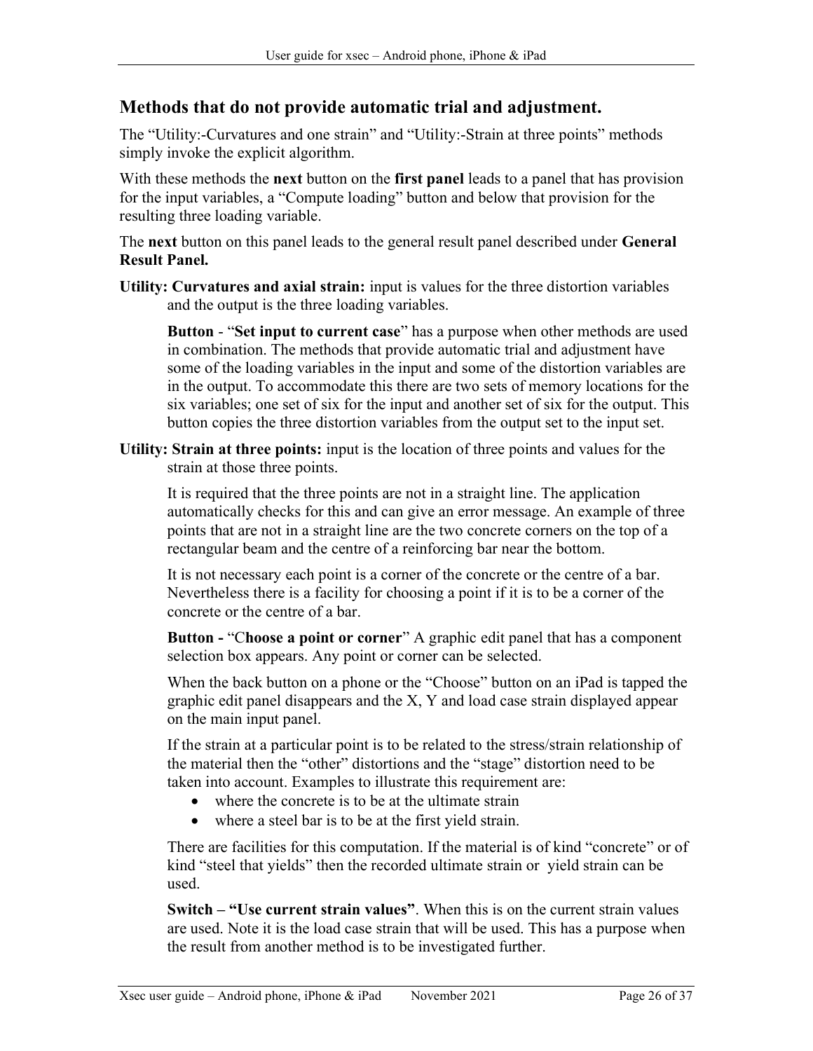## Methods that do not provide automatic trial and adjustment.

The “Utility:-Curvatures and one strain” and “Utility:-Strain at three points” methods simply invoke the explicit algorithm.

With these methods the **next** button on the **first panel** leads to a panel that has provision for the input variables, a “Compute loading” button and below that provision for the resulting three loading variable.

The **next** button on this panel leads to the general result panel described under **General Result Panel.**

**Utility: Curvatures and axial strain:** input is values for the three distortion variables and the output is the three loading variables.

> **Button** - “**Set input to current case**” has a purpose when other methods are used in combination. The methods that provide automatic trial and adjustment have some of the loading variables in the input and some of the distortion variables are in the output. To accommodate this there are two sets of memory locations for the six variables; one set of six for the input and another set of six for the output. This button copies the three distortion variables from the output set to the input set.

**Utility: Strain at three points:** input is the location of three points and values for the strain at those three points.

> It is required that the three points are not in a straight line. The application automatically checks for this and can give an error message. An example of three points that are not in a straight line are the two concrete corners on the top of a rectangular beam and the centre of a reinforcing bar near the bottom.
>
> It is not necessary each point is a corner of the concrete or the centre of a bar. Nevertheless there is a facility for choosing a point if it is to be a corner of the concrete or the centre of a bar.
>
> **Button -** “C**hoose a point or corner**” A graphic edit panel that has a component selection box appears. Any point or corner can be selected.
>
> When the back button on a phone or the “Choose” button on an iPad is tapped the graphic edit panel disappears and the X, Y and load case strain displayed appear on the main input panel.
>
> If the strain at a particular point is to be related to the stress/strain relationship of the material then the “other” distortions and the “stage” distortion need to be taken into account. Examples to illustrate this requirement are:
>
> - where the concrete is to be at the ultimate strain
> - where a steel bar is to be at the first yield strain.
>
> There are facilities for this computation. If the material is of kind “concrete” or of kind “steel that yields” then the recorded ultimate strain or yield strain can be used.
>
> **Switch – “Use current strain values”**. When this is on the current strain values are used. Note it is the load case strain that will be used. This has a purpose when the result from another method is to be investigated further.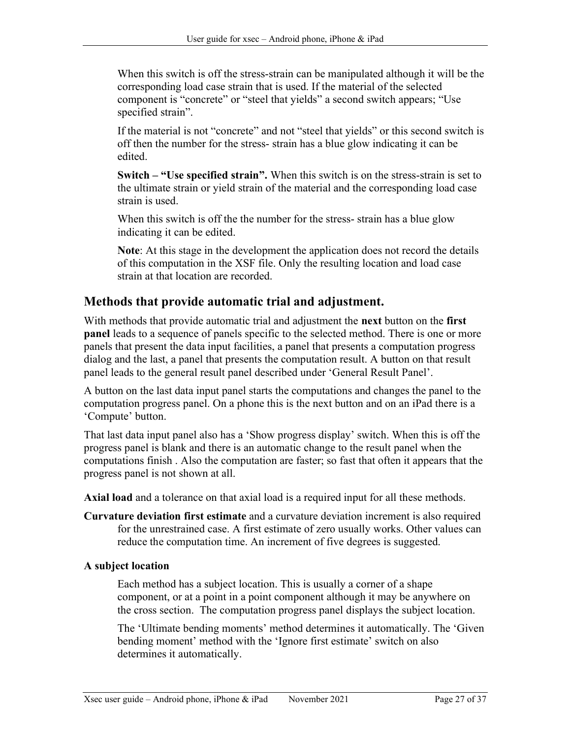When this switch is off the stress-strain can be manipulated although it will be the corresponding load case strain that is used. If the material of the selected component is “concrete” or “steel that yields” a second switch appears; “Use specified strain”.

If the material is not “concrete” and not “steel that yields” or this second switch is off then the number for the stress- strain has a blue glow indicating it can be edited.

**Switch – “Use specified strain”.** When this switch is on the stress-strain is set to the ultimate strain or yield strain of the material and the corresponding load case strain is used.

When this switch is off the the number for the stress- strain has a blue glow indicating it can be edited.

**Note**: At this stage in the development the application does not record the details of this computation in the XSF file. Only the resulting location and load case strain at that location are recorded.

## Methods that provide automatic trial and adjustment.

With methods that provide automatic trial and adjustment the **next** button on the **first panel** leads to a sequence of panels specific to the selected method. There is one or more panels that present the data input facilities, a panel that presents a computation progress dialog and the last, a panel that presents the computation result. A button on that result panel leads to the general result panel described under ‘General Result Panel’.

A button on the last data input panel starts the computations and changes the panel to the computation progress panel. On a phone this is the next button and on an iPad there is a ‘Compute’ button.

That last data input panel also has a ‘Show progress display’ switch. When this is off the progress panel is blank and there is an automatic change to the result panel when the computations finish . Also the computation are faster; so fast that often it appears that the progress panel is not shown at all.

**Axial load** and a tolerance on that axial load is a required input for all these methods.

**Curvature deviation first estimate** and a curvature deviation increment is also required for the unrestrained case. A first estimate of zero usually works. Other values can reduce the computation time. An increment of five degrees is suggested.

### A subject location

Each method has a subject location. This is usually a corner of a shape component, or at a point in a point component although it may be anywhere on the cross section. The computation progress panel displays the subject location.

The ‘Ultimate bending moments’ method determines it automatically. The ‘Given bending moment’ method with the ‘Ignore first estimate’ switch on also determines it automatically.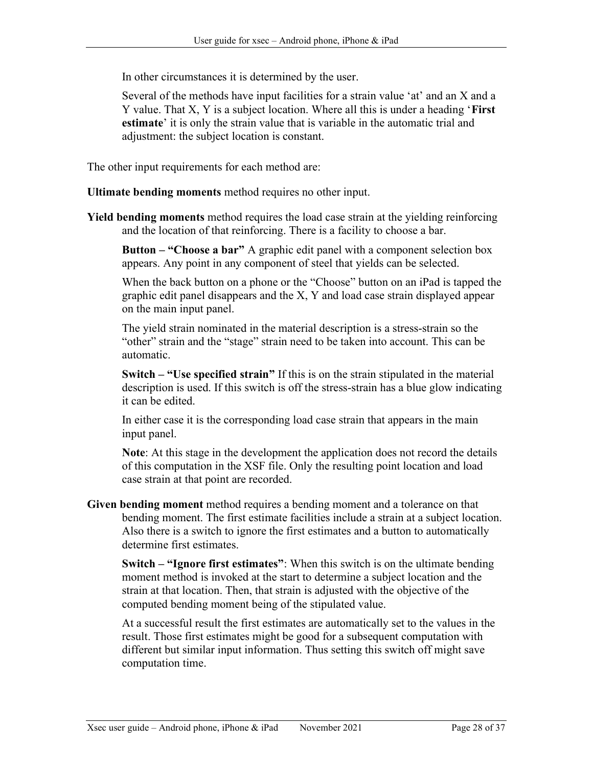In other circumstances it is determined by the user.

Several of the methods have input facilities for a strain value ‘at’ and an X and a Y value. That X, Y is a subject location. Where all this is under a heading ‘**First estimate**’ it is only the strain value that is variable in the automatic trial and adjustment: the subject location is constant.

The other input requirements for each method are:

**Ultimate bending moments** method requires no other input.

**Yield bending moments** method requires the load case strain at the yielding reinforcing and the location of that reinforcing. There is a facility to choose a bar.

**Button – “Choose a bar”** A graphic edit panel with a component selection box appears. Any point in any component of steel that yields can be selected.

When the back button on a phone or the “Choose” button on an iPad is tapped the graphic edit panel disappears and the X, Y and load case strain displayed appear on the main input panel.

The yield strain nominated in the material description is a stress-strain so the “other” strain and the “stage” strain need to be taken into account. This can be automatic.

**Switch – “Use specified strain”** If this is on the strain stipulated in the material description is used. If this switch is off the stress-strain has a blue glow indicating it can be edited.

In either case it is the corresponding load case strain that appears in the main input panel.

**Note**: At this stage in the development the application does not record the details of this computation in the XSF file. Only the resulting point location and load case strain at that point are recorded.

**Given bending moment** method requires a bending moment and a tolerance on that bending moment. The first estimate facilities include a strain at a subject location. Also there is a switch to ignore the first estimates and a button to automatically determine first estimates.

**Switch – “Ignore first estimates”**: When this switch is on the ultimate bending moment method is invoked at the start to determine a subject location and the strain at that location. Then, that strain is adjusted with the objective of the computed bending moment being of the stipulated value.

At a successful result the first estimates are automatically set to the values in the result. Those first estimates might be good for a subsequent computation with different but similar input information. Thus setting this switch off might save computation time.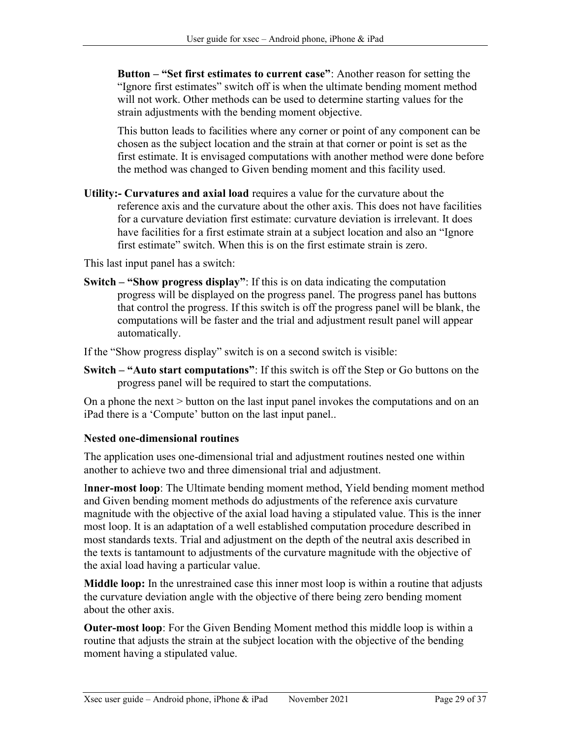**Button – "Set first estimates to current case"**: Another reason for setting the "Ignore first estimates" switch off is when the ultimate bending moment method will not work. Other methods can be used to determine starting values for the strain adjustments with the bending moment objective.

This button leads to facilities where any corner or point of any component can be chosen as the subject location and the strain at that corner or point is set as the first estimate. It is envisaged computations with another method were done before the method was changed to Given bending moment and this facility used.

**Utility:- Curvatures and axial load** requires a value for the curvature about the reference axis and the curvature about the other axis. This does not have facilities for a curvature deviation first estimate: curvature deviation is irrelevant. It does have facilities for a first estimate strain at a subject location and also an "Ignore first estimate" switch. When this is on the first estimate strain is zero.

This last input panel has a switch:

**Switch – "Show progress display"**: If this is on data indicating the computation progress will be displayed on the progress panel. The progress panel has buttons that control the progress. If this switch is off the progress panel will be blank, the computations will be faster and the trial and adjustment result panel will appear automatically.

If the "Show progress display" switch is on a second switch is visible:

**Switch – "Auto start computations"**: If this switch is off the Step or Go buttons on the progress panel will be required to start the computations.

On a phone the next > button on the last input panel invokes the computations and on an iPad there is a 'Compute' button on the last input panel..

### Nested one-dimensional routines

The application uses one-dimensional trial and adjustment routines nested one within another to achieve two and three dimensional trial and adjustment.

**Inner-most loop**: The Ultimate bending moment method, Yield bending moment method and Given bending moment methods do adjustments of the reference axis curvature magnitude with the objective of the axial load having a stipulated value. This is the inner most loop. It is an adaptation of a well established computation procedure described in most standards texts. Trial and adjustment on the depth of the neutral axis described in the texts is tantamount to adjustments of the curvature magnitude with the objective of the axial load having a particular value.

**Middle loop:** In the unrestrained case this inner most loop is within a routine that adjusts the curvature deviation angle with the objective of there being zero bending moment about the other axis.

**Outer-most loop**: For the Given Bending Moment method this middle loop is within a routine that adjusts the strain at the subject location with the objective of the bending moment having a stipulated value.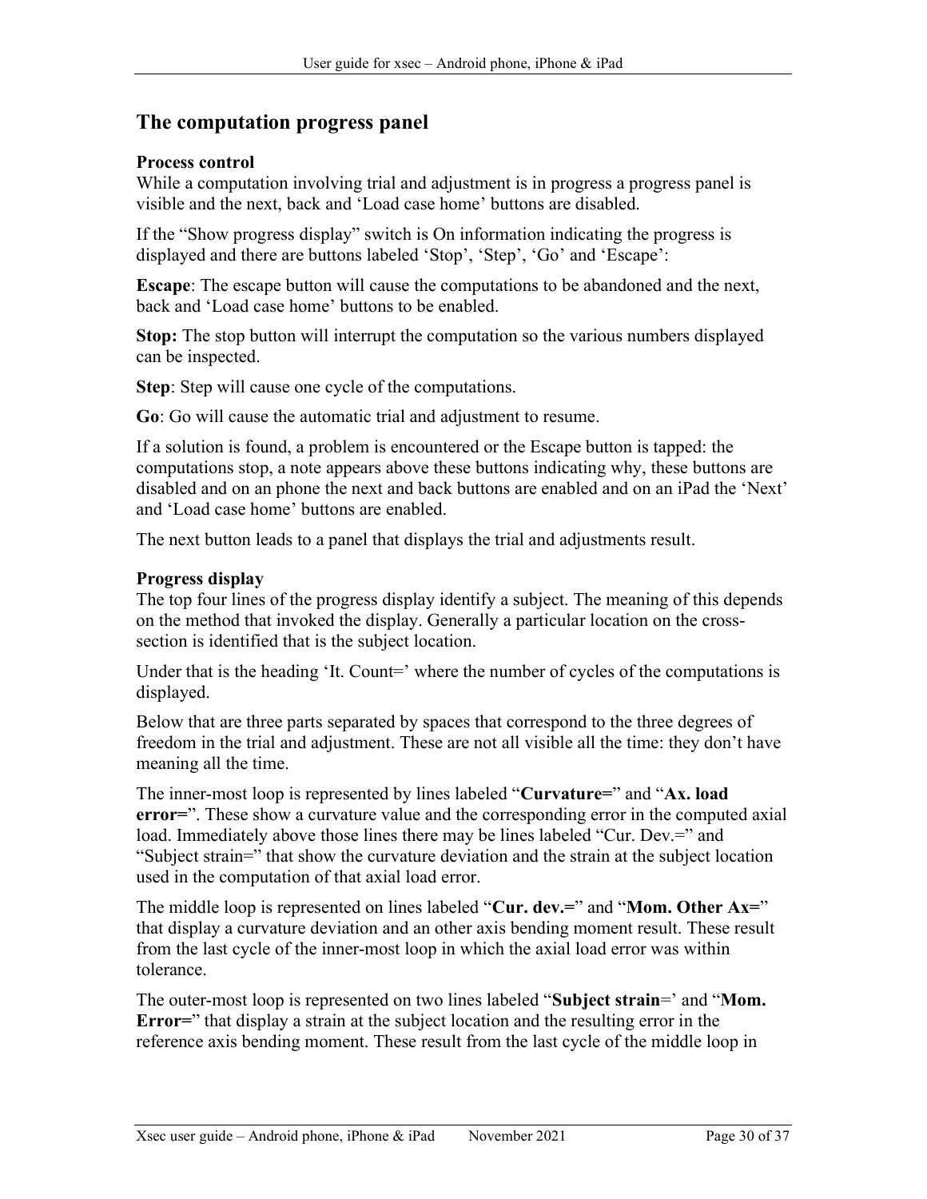## The computation progress panel

### Process control

While a computation involving trial and adjustment is in progress a progress panel is visible and the next, back and 'Load case home' buttons are disabled.

If the "Show progress display" switch is On information indicating the progress is displayed and there are buttons labeled 'Stop', 'Step', 'Go' and 'Escape':

**Escape**: The escape button will cause the computations to be abandoned and the next, back and 'Load case home' buttons to be enabled.

**Stop:** The stop button will interrupt the computation so the various numbers displayed can be inspected.

**Step**: Step will cause one cycle of the computations.

**Go**: Go will cause the automatic trial and adjustment to resume.

If a solution is found, a problem is encountered or the Escape button is tapped: the computations stop, a note appears above these buttons indicating why, these buttons are disabled and on an phone the next and back buttons are enabled and on an iPad the 'Next' and 'Load case home' buttons are enabled.

The next button leads to a panel that displays the trial and adjustments result.

### Progress display

The top four lines of the progress display identify a subject. The meaning of this depends on the method that invoked the display. Generally a particular location on the cross-section is identified that is the subject location.

Under that is the heading 'It. Count=' where the number of cycles of the computations is displayed.

Below that are three parts separated by spaces that correspond to the three degrees of freedom in the trial and adjustment. These are not all visible all the time: they don't have meaning all the time.

The inner-most loop is represented by lines labeled "**Curvature=**" and "**Ax. load error=**". These show a curvature value and the corresponding error in the computed axial load. Immediately above those lines there may be lines labeled "Cur. Dev.=" and "Subject strain=" that show the curvature deviation and the strain at the subject location used in the computation of that axial load error.

The middle loop is represented on lines labeled "**Cur. dev.=**" and "**Mom. Other Ax=**" that display a curvature deviation and an other axis bending moment result. These result from the last cycle of the inner-most loop in which the axial load error was within tolerance.

The outer-most loop is represented on two lines labeled "**Subject strain**=' and "**Mom. Error=**" that display a strain at the subject location and the resulting error in the reference axis bending moment. These result from the last cycle of the middle loop in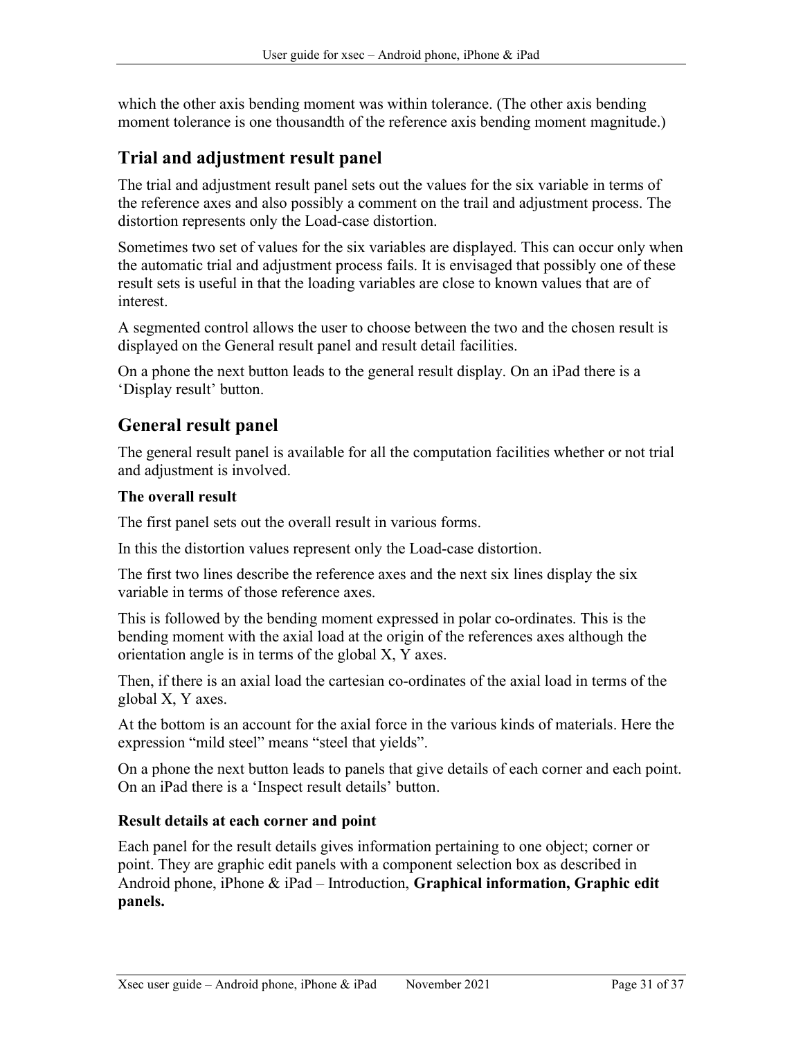which the other axis bending moment was within tolerance. (The other axis bending moment tolerance is one thousandth of the reference axis bending moment magnitude.)

## Trial and adjustment result panel

The trial and adjustment result panel sets out the values for the six variable in terms of the reference axes and also possibly a comment on the trail and adjustment process. The distortion represents only the Load-case distortion.

Sometimes two set of values for the six variables are displayed. This can occur only when the automatic trial and adjustment process fails. It is envisaged that possibly one of these result sets is useful in that the loading variables are close to known values that are of interest.

A segmented control allows the user to choose between the two and the chosen result is displayed on the General result panel and result detail facilities.

On a phone the next button leads to the general result display. On an iPad there is a 'Display result' button.

## General result panel

The general result panel is available for all the computation facilities whether or not trial and adjustment is involved.

### The overall result

The first panel sets out the overall result in various forms.

In this the distortion values represent only the Load-case distortion.

The first two lines describe the reference axes and the next six lines display the six variable in terms of those reference axes.

This is followed by the bending moment expressed in polar co-ordinates. This is the bending moment with the axial load at the origin of the references axes although the orientation angle is in terms of the global X, Y axes.

Then, if there is an axial load the cartesian co-ordinates of the axial load in terms of the global X, Y axes.

At the bottom is an account for the axial force in the various kinds of materials. Here the expression "mild steel" means "steel that yields".

On a phone the next button leads to panels that give details of each corner and each point. On an iPad there is a 'Inspect result details' button.

### Result details at each corner and point

Each panel for the result details gives information pertaining to one object; corner or point. They are graphic edit panels with a component selection box as described in Android phone, iPhone & iPad – Introduction, **Graphical information, Graphic edit panels.**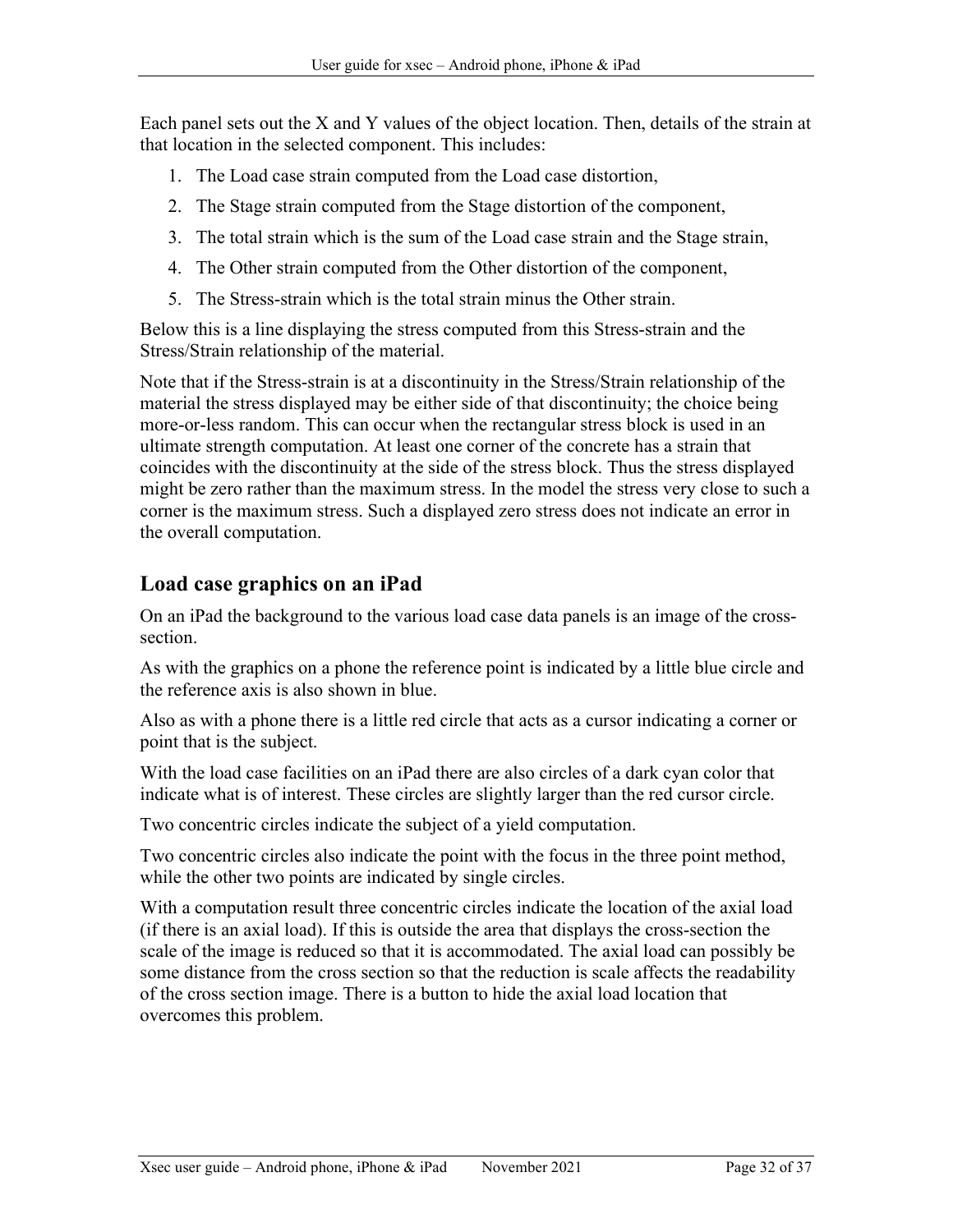Each panel sets out the X and Y values of the object location. Then, details of the strain at that location in the selected component. This includes:

1. The Load case strain computed from the Load case distortion,
2. The Stage strain computed from the Stage distortion of the component,
3. The total strain which is the sum of the Load case strain and the Stage strain,
4. The Other strain computed from the Other distortion of the component,
5. The Stress-strain which is the total strain minus the Other strain.

Below this is a line displaying the stress computed from this Stress-strain and the Stress/Strain relationship of the material.

Note that if the Stress-strain is at a discontinuity in the Stress/Strain relationship of the material the stress displayed may be either side of that discontinuity; the choice being more-or-less random. This can occur when the rectangular stress block is used in an ultimate strength computation. At least one corner of the concrete has a strain that coincides with the discontinuity at the side of the stress block. Thus the stress displayed might be zero rather than the maximum stress. In the model the stress very close to such a corner is the maximum stress. Such a displayed zero stress does not indicate an error in the overall computation.

## Load case graphics on an iPad

On an iPad the background to the various load case data panels is an image of the cross-section.

As with the graphics on a phone the reference point is indicated by a little blue circle and the reference axis is also shown in blue.

Also as with a phone there is a little red circle that acts as a cursor indicating a corner or point that is the subject.

With the load case facilities on an iPad there are also circles of a dark cyan color that indicate what is of interest. These circles are slightly larger than the red cursor circle.

Two concentric circles indicate the subject of a yield computation.

Two concentric circles also indicate the point with the focus in the three point method, while the other two points are indicated by single circles.

With a computation result three concentric circles indicate the location of the axial load (if there is an axial load). If this is outside the area that displays the cross-section the scale of the image is reduced so that it is accommodated. The axial load can possibly be some distance from the cross section so that the reduction is scale affects the readability of the cross section image. There is a button to hide the axial load location that overcomes this problem.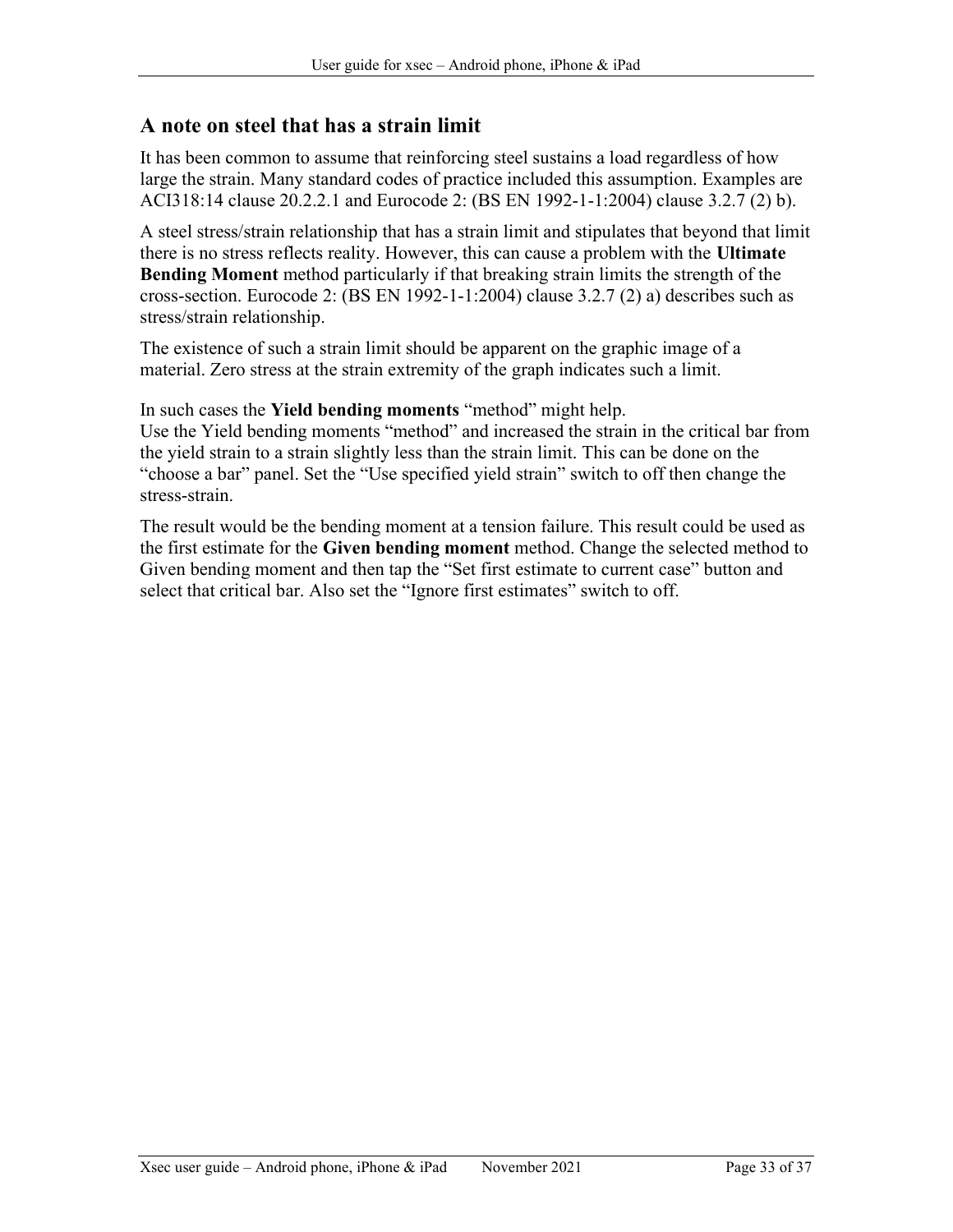## A note on steel that has a strain limit

It has been common to assume that reinforcing steel sustains a load regardless of how large the strain. Many standard codes of practice included this assumption. Examples are ACI318:14 clause 20.2.2.1 and Eurocode 2: (BS EN 1992-1-1:2004) clause 3.2.7 (2) b).

A steel stress/strain relationship that has a strain limit and stipulates that beyond that limit there is no stress reflects reality. However, this can cause a problem with the **Ultimate Bending Moment** method particularly if that breaking strain limits the strength of the cross-section. Eurocode 2: (BS EN 1992-1-1:2004) clause 3.2.7 (2) a) describes such as stress/strain relationship.

The existence of such a strain limit should be apparent on the graphic image of a material. Zero stress at the strain extremity of the graph indicates such a limit.

In such cases the **Yield bending moments** "method" might help.
Use the Yield bending moments "method" and increased the strain in the critical bar from the yield strain to a strain slightly less than the strain limit. This can be done on the "choose a bar" panel. Set the "Use specified yield strain" switch to off then change the stress-strain.

The result would be the bending moment at a tension failure. This result could be used as the first estimate for the **Given bending moment** method. Change the selected method to Given bending moment and then tap the "Set first estimate to current case" button and select that critical bar. Also set the "Ignore first estimates" switch to off.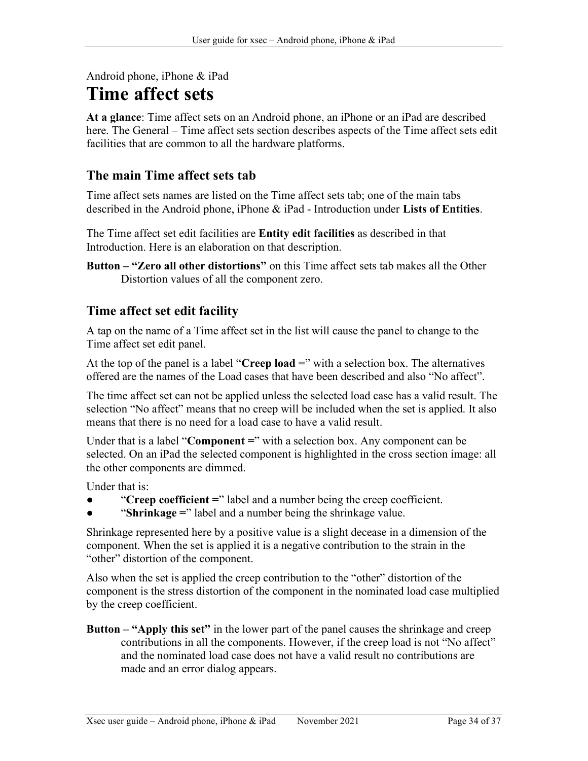Android phone, iPhone & iPad

# Time affect sets

**At a glance**: Time affect sets on an Android phone, an iPhone or an iPad are described here. The General – Time affect sets section describes aspects of the Time affect sets edit facilities that are common to all the hardware platforms.

## The main Time affect sets tab

Time affect sets names are listed on the Time affect sets tab; one of the main tabs described in the Android phone, iPhone & iPad - Introduction under **Lists of Entities**.

The Time affect set edit facilities are **Entity edit facilities** as described in that Introduction. Here is an elaboration on that description.

**Button – "Zero all other distortions"** on this Time affect sets tab makes all the Other Distortion values of all the component zero.

## Time affect set edit facility

A tap on the name of a Time affect set in the list will cause the panel to change to the Time affect set edit panel.

At the top of the panel is a label "**Creep load =**" with a selection box. The alternatives offered are the names of the Load cases that have been described and also "No affect".

The time affect set can not be applied unless the selected load case has a valid result. The selection "No affect" means that no creep will be included when the set is applied. It also means that there is no need for a load case to have a valid result.

Under that is a label "**Component =**" with a selection box. Any component can be selected. On an iPad the selected component is highlighted in the cross section image: all the other components are dimmed.

Under that is:

- "**Creep coefficient =**" label and a number being the creep coefficient.
- "**Shrinkage =**" label and a number being the shrinkage value.

Shrinkage represented here by a positive value is a slight decease in a dimension of the component. When the set is applied it is a negative contribution to the strain in the "other" distortion of the component.

Also when the set is applied the creep contribution to the "other" distortion of the component is the stress distortion of the component in the nominated load case multiplied by the creep coefficient.

**Button – "Apply this set"** in the lower part of the panel causes the shrinkage and creep contributions in all the components. However, if the creep load is not "No affect" and the nominated load case does not have a valid result no contributions are made and an error dialog appears.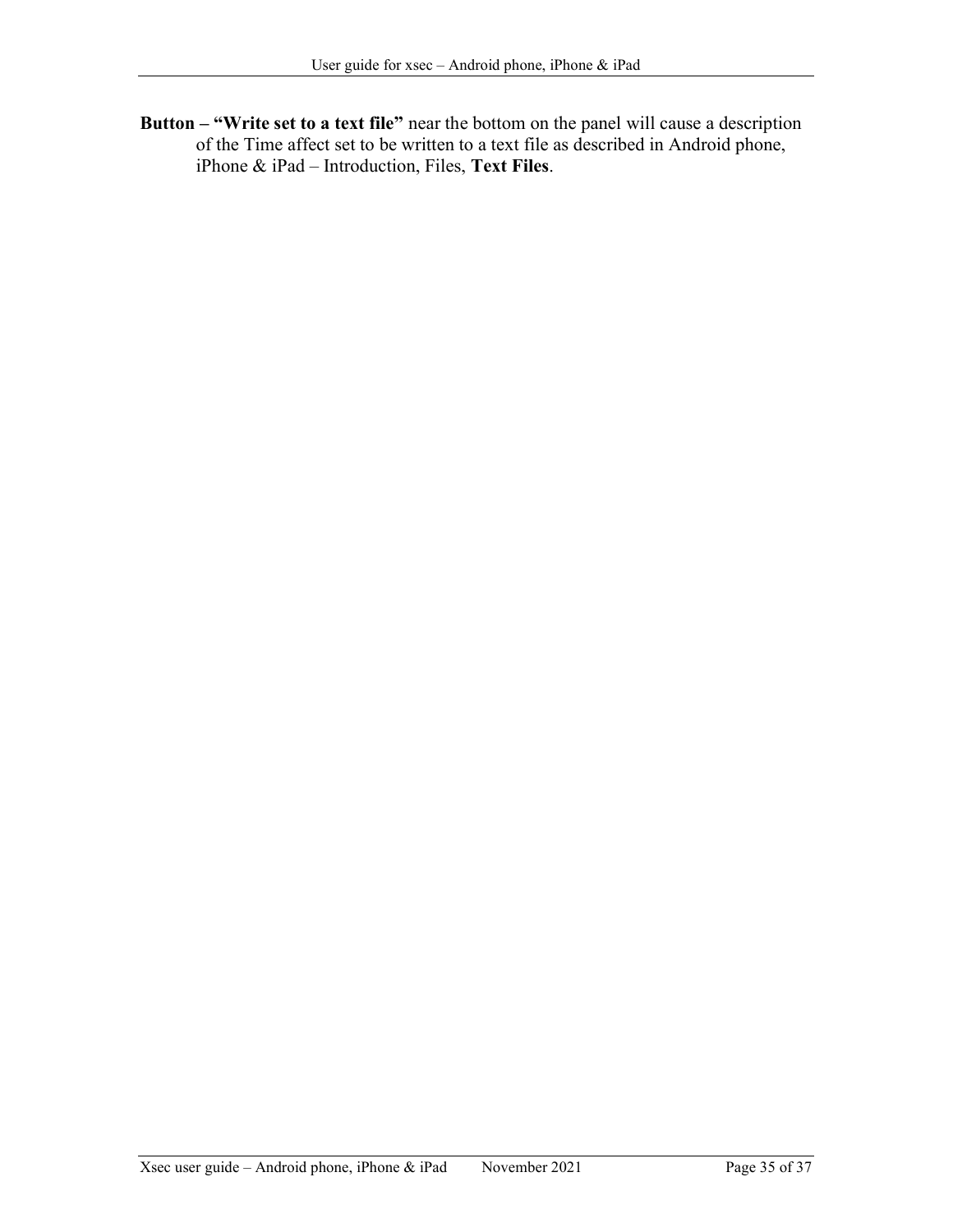**Button – “Write set to a text file”** near the bottom on the panel will cause a description of the Time affect set to be written to a text file as described in Android phone, iPhone & iPad – Introduction, Files, **Text Files**.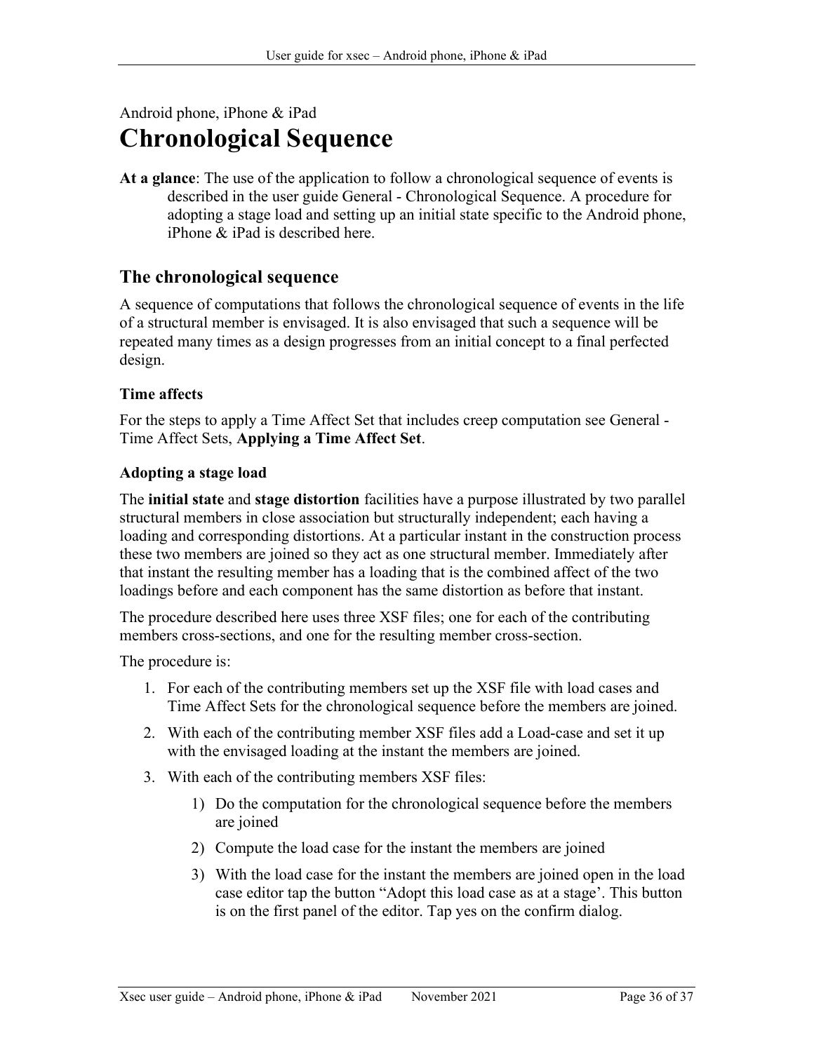Android phone, iPhone & iPad

# Chronological Sequence

**At a glance**: The use of the application to follow a chronological sequence of events is described in the user guide General - Chronological Sequence. A procedure for adopting a stage load and setting up an initial state specific to the Android phone, iPhone & iPad is described here.

## The chronological sequence

A sequence of computations that follows the chronological sequence of events in the life of a structural member is envisaged. It is also envisaged that such a sequence will be repeated many times as a design progresses from an initial concept to a final perfected design.

### Time affects

For the steps to apply a Time Affect Set that includes creep computation see General - Time Affect Sets, **Applying a Time Affect Set**.

### Adopting a stage load

The **initial state** and **stage distortion** facilities have a purpose illustrated by two parallel structural members in close association but structurally independent; each having a loading and corresponding distortions. At a particular instant in the construction process these two members are joined so they act as one structural member. Immediately after that instant the resulting member has a loading that is the combined affect of the two loadings before and each component has the same distortion as before that instant.

The procedure described here uses three XSF files; one for each of the contributing members cross-sections, and one for the resulting member cross-section.

The procedure is:

1. For each of the contributing members set up the XSF file with load cases and Time Affect Sets for the chronological sequence before the members are joined.
2. With each of the contributing member XSF files add a Load-case and set it up with the envisaged loading at the instant the members are joined.
3. With each of the contributing members XSF files:
    1) Do the computation for the chronological sequence before the members are joined
    2) Compute the load case for the instant the members are joined
    3) With the load case for the instant the members are joined open in the load case editor tap the button "Adopt this load case as at a stage'. This button is on the first panel of the editor. Tap yes on the confirm dialog.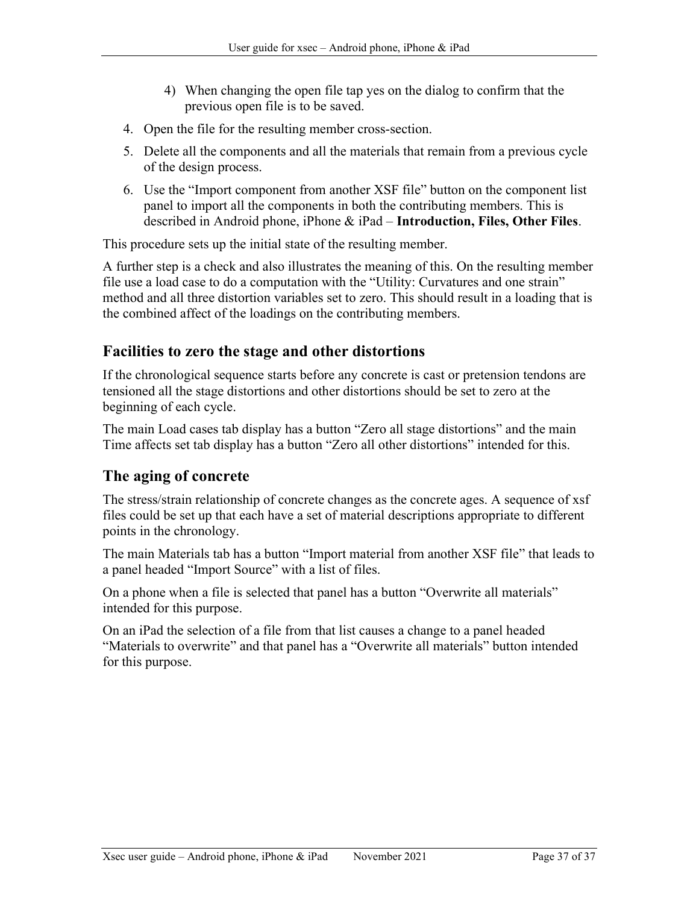4) When changing the open file tap yes on the dialog to confirm that the previous open file is to be saved.

4. Open the file for the resulting member cross-section.
5. Delete all the components and all the materials that remain from a previous cycle of the design process.
6. Use the "Import component from another XSF file" button on the component list panel to import all the components in both the contributing members. This is described in Android phone, iPhone & iPad – **Introduction, Files, Other Files**.

This procedure sets up the initial state of the resulting member.

A further step is a check and also illustrates the meaning of this. On the resulting member file use a load case to do a computation with the "Utility: Curvatures and one strain" method and all three distortion variables set to zero. This should result in a loading that is the combined affect of the loadings on the contributing members.

## Facilities to zero the stage and other distortions

If the chronological sequence starts before any concrete is cast or pretension tendons are tensioned all the stage distortions and other distortions should be set to zero at the beginning of each cycle.

The main Load cases tab display has a button "Zero all stage distortions" and the main Time affects set tab display has a button "Zero all other distortions" intended for this.

## The aging of concrete

The stress/strain relationship of concrete changes as the concrete ages. A sequence of xsf files could be set up that each have a set of material descriptions appropriate to different points in the chronology.

The main Materials tab has a button "Import material from another XSF file" that leads to a panel headed "Import Source" with a list of files.

On a phone when a file is selected that panel has a button "Overwrite all materials" intended for this purpose.

On an iPad the selection of a file from that list causes a change to a panel headed "Materials to overwrite" and that panel has a "Overwrite all materials" button intended for this purpose.